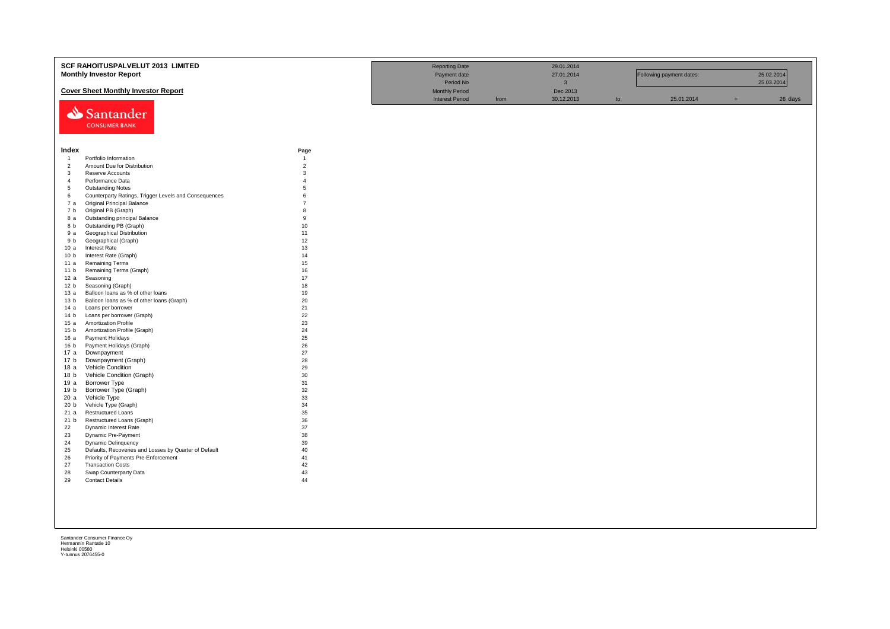# SCF RAHOITUSPALVELUT 2013 LIMITED

## Monthly Investor Report

### Cover Sheet Monthly Investor Report

| | | | | | | | |
|---|---|---|---|---|---|---|---|
| Reporting Date | | 29.01.2014 | | | | | |
| Payment date | | 27.01.2014 | | Following payment dates: | | 25.02.2014 | |
| Period No | | 3 | | | | 25.03.2014 | |
| Monthly Period | | Dec 2013 | | | | | |
| Interest Period | from | 30.12.2013 | to | 25.01.2014 | = | 26 | days |

Santander CONSUMER BANK

| Index | | Page |
|---|---|---|
| 1 | Portfolio Information | 1 |
| 2 | Amount Due for Distribution | 2 |
| 3 | Reserve Accounts | 3 |
| 4 | Performance Data | 4 |
| 5 | Outstanding Notes | 5 |
| 6 | Counterparty Ratings, Trigger Levels and Consequences | 6 |
| 7 a | Original Principal Balance | 7 |
| 7 b | Original PB (Graph) | 8 |
| 8 a | Outstanding principal Balance | 9 |
| 8 b | Outstanding PB (Graph) | 10 |
| 9 a | Geographical Distribution | 11 |
| 9 b | Geographical (Graph) | 12 |
| 10 a | Interest Rate | 13 |
| 10 b | Interest Rate (Graph) | 14 |
| 11 a | Remaining Terms | 15 |
| 11 b | Remaining Terms (Graph) | 16 |
| 12 a | Seasoning | 17 |
| 12 b | Seasoning (Graph) | 18 |
| 13 a | Balloon loans as % of other loans | 19 |
| 13 b | Balloon loans as % of other loans (Graph) | 20 |
| 14 a | Loans per borrower | 21 |
| 14 b | Loans per borrower (Graph) | 22 |
| 15 a | Amortization Profile | 23 |
| 15 b | Amortization Profile (Graph) | 24 |
| 16 a | Payment Holidays | 25 |
| 16 b | Payment Holidays (Graph) | 26 |
| 17 a | Downpayment | 27 |
| 17 b | Downpayment (Graph) | 28 |
| 18 a | Vehicle Condition | 29 |
| 18 b | Vehicle Condition (Graph) | 30 |
| 19 a | Borrower Type | 31 |
| 19 b | Borrower Type (Graph) | 32 |
| 20 a | Vehicle Type | 33 |
| 20 b | Vehicle Type (Graph) | 34 |
| 21 a | Restructured Loans | 35 |
| 21 b | Restructured Loans (Graph) | 36 |
| 22 | Dynamic Interest Rate | 37 |
| 23 | Dynamic Pre-Payment | 38 |
| 24 | Dynamic Delinquency | 39 |
| 25 | Defaults, Recoveries and Losses by Quarter of Default | 40 |
| 26 | Priority of Payments Pre-Enforcement | 41 |
| 27 | Transaction Costs | 42 |
| 28 | Swap Counterparty Data | 43 |
| 29 | Contact Details | 44 |

Santander Consumer Finance Oy
Hermannin Rantatie 10
Helsinki 00580
Y-tunnus 2076455-0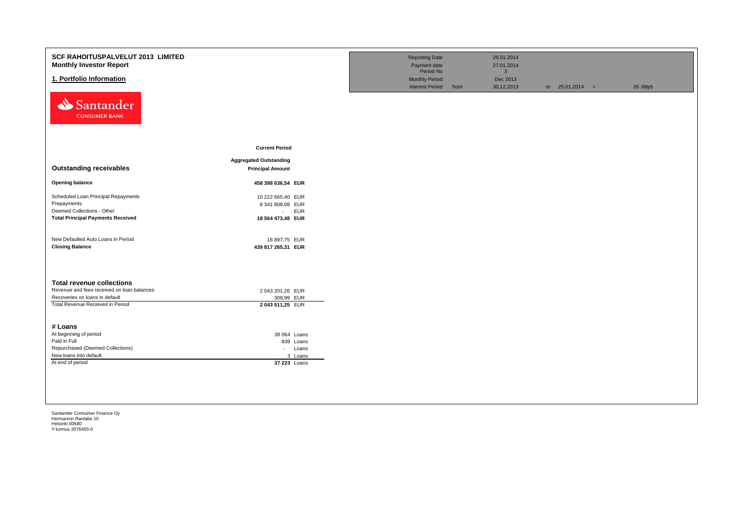# SCF RAHOITUSPALVELUT 2013 LIMITED
## Monthly Investor Report

## 1. Portfolio Information

| | | | | | |
|---|---|---|---|---|---|
| Reporting Date | | 29.01.2014 | | | |
| Payment date | | 27.01.2014 | | | |
| Period No | | 3 | | | |
| Monthly Period | | Dec 2013 | | | |
| Interest Period | from | 30.12.2013 | to | 25.01.2014 = | 26 days |

Santander CONSUMER BANK

| | Current Period | |
|---|---|---|
| **Outstanding receivables** | **Aggregated Outstanding Principal Amount** | |
| **Opening balance** | **458 398 636,54** | **EUR** |
| Scheduled Loan Principal Repayments | 10 222 665,40 | EUR |
| Prepayments | 8 341 808,08 | EUR |
| Deemed Collections - Other | - | EUR |
| **Total Principal Payments Received** | **18 564 473,48** | **EUR** |
| | | |
| New Defaulted Auto Loans in Period | 16 897,75 | EUR |
| **Closing Balance** | **439 817 265,31** | **EUR** |

### Total revenue collections

| | | |
|---|---|---|
| Revenue and fees received on loan balances | 2 043 201,26 | EUR |
| Recoveries on loans in default | 309,99 | EUR |
| Total Revenue Received in Period | **2 043 511,25** | EUR |

### # Loans

| | | |
|---|---|---|
| At beginning of period | 38 064 | Loans |
| Paid in Full | 838 | Loans |
| Repurchased (Deemed Collections) | - | Loans |
| New loans into default | 3 | Loans |
| At end of period | **37 223** | Loans |

Santander Consumer Finance Oy
Hermannin Rantatie 10
Helsinki 00580
Y-tunnus 2076455-0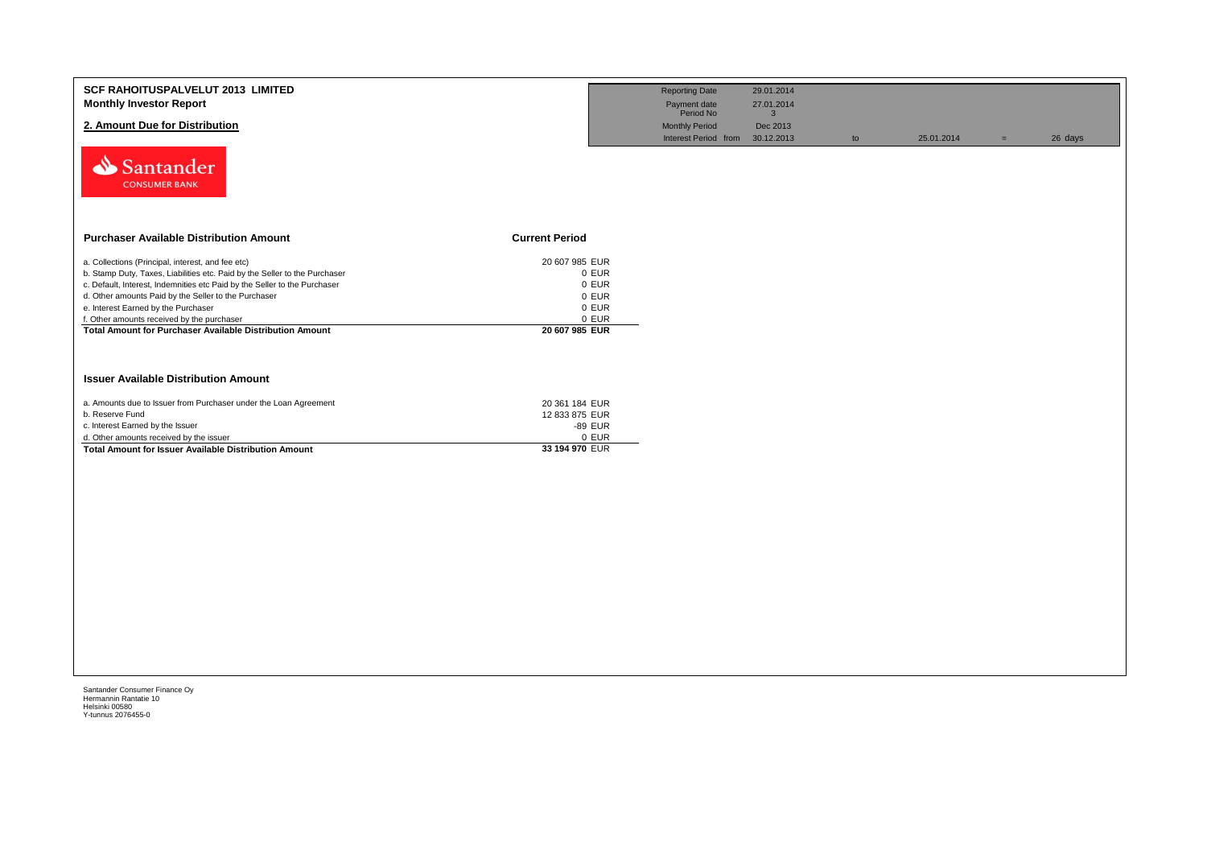# SCF RAHOITUSPALVELUT 2013 LIMITED
**Monthly Investor Report**

## 2. Amount Due for Distribution

| | | | | | | |
|---|---|---|---|---|---|---|
| Reporting Date | 29.01.2014 | | | | | |
| Payment date | 27.01.2014 | | | | | |
| Period No | 3 | | | | | |
| Monthly Period | Dec 2013 | | | | | |
| Interest Period from | 30.12.2013 | to | 25.01.2014 | = | 26 days | |

| Purchaser Available Distribution Amount | Current Period |
|---|---|
| a. Collections (Principal, interest, and fee etc) | 20 607 985 EUR |
| b. Stamp Duty, Taxes, Liabilities etc. Paid by the Seller to the Purchaser | 0 EUR |
| c. Default, Interest, Indemnities etc Paid by the Seller to the Purchaser | 0 EUR |
| d. Other amounts Paid by the Seller to the Purchaser | 0 EUR |
| e. Interest Earned by the Purchaser | 0 EUR |
| f. Other amounts received by the purchaser | 0 EUR |
| **Total Amount for Purchaser Available Distribution Amount** | **20 607 985 EUR** |

| Issuer Available Distribution Amount | |
|---|---|
| a. Amounts due to Issuer from Purchaser under the Loan Agreement | 20 361 184 EUR |
| b. Reserve Fund | 12 833 875 EUR |
| c. Interest Earned by the Issuer | -89 EUR |
| d. Other amounts received by the issuer | 0 EUR |
| **Total Amount for Issuer Available Distribution Amount** | **33 194 970 EUR** |

Santander Consumer Finance Oy
Hermannin Rantatie 10
Helsinki 00580
Y-tunnus 2076455-0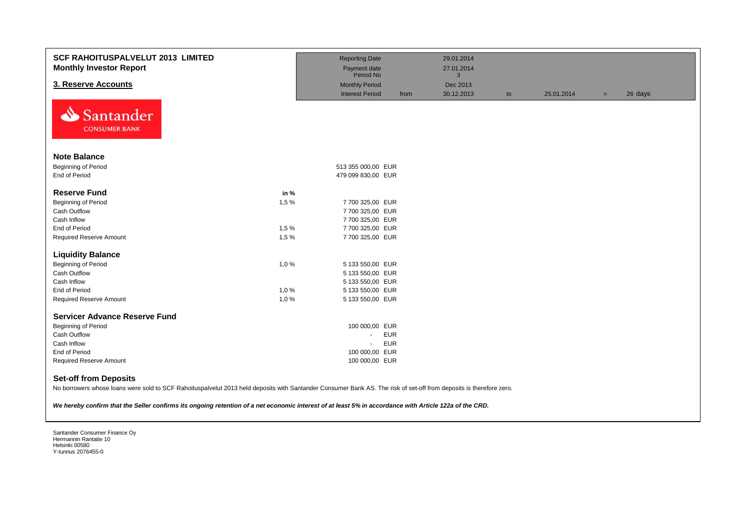# SCF RAHOITUSPALVELUT 2013 LIMITED

## Monthly Investor Report

## 3. Reserve Accounts

| | | | | | | |
|---|---|---|---|---|---|---|
| Reporting Date | | 29.01.2014 | | | | |
| Payment date | | 27.01.2014 | | | | |
| Period No | | 3 | | | | |
| Monthly Period | | Dec 2013 | | | | |
| Interest Period | from | 30.12.2013 | to | 25.01.2014 | = | 26 days |

Santander CONSUMER BANK

### Note Balance

| | | |
|---|---|---|
| Beginning of Period | | 513 355 000,00 EUR |
| End of Period | | 479 099 830,00 EUR |

### Reserve Fund

| | in % | |
|---|---|---|
| Beginning of Period | 1,5 % | 7 700 325,00 EUR |
| Cash Outflow | | 7 700 325,00 EUR |
| Cash Inflow | | 7 700 325,00 EUR |
| End of Period | 1,5 % | 7 700 325,00 EUR |
| Required Reserve Amount | 1,5 % | 7 700 325,00 EUR |

### Liquidity Balance

| | | |
|---|---|---|
| Beginning of Period | 1,0 % | 5 133 550,00 EUR |
| Cash Outflow | | 5 133 550,00 EUR |
| Cash Inflow | | 5 133 550,00 EUR |
| End of Period | 1,0 % | 5 133 550,00 EUR |
| Required Reserve Amount | 1,0 % | 5 133 550,00 EUR |

### Servicer Advance Reserve Fund

| | | |
|---|---|---|
| Beginning of Period | | 100 000,00 EUR |
| Cash Outflow | | - EUR |
| Cash Inflow | | - EUR |
| End of Period | | 100 000,00 EUR |
| Required Reserve Amount | | 100 000,00 EUR |

### Set-off from Deposits

No borrowers whose loans were sold to SCF Rahoituspalvelut 2013 held deposits with Santander Consumer Bank AS. The risk of set-off from deposits is therefore zero.

***We hereby confirm that the Seller confirms its ongoing retention of a net economic interest of at least 5% in accordance with Article 122a of the CRD.***

Santander Consumer Finance Oy
Hermannin Rantatie 10
Helsinki 00580
Y-tunnus 2076455-0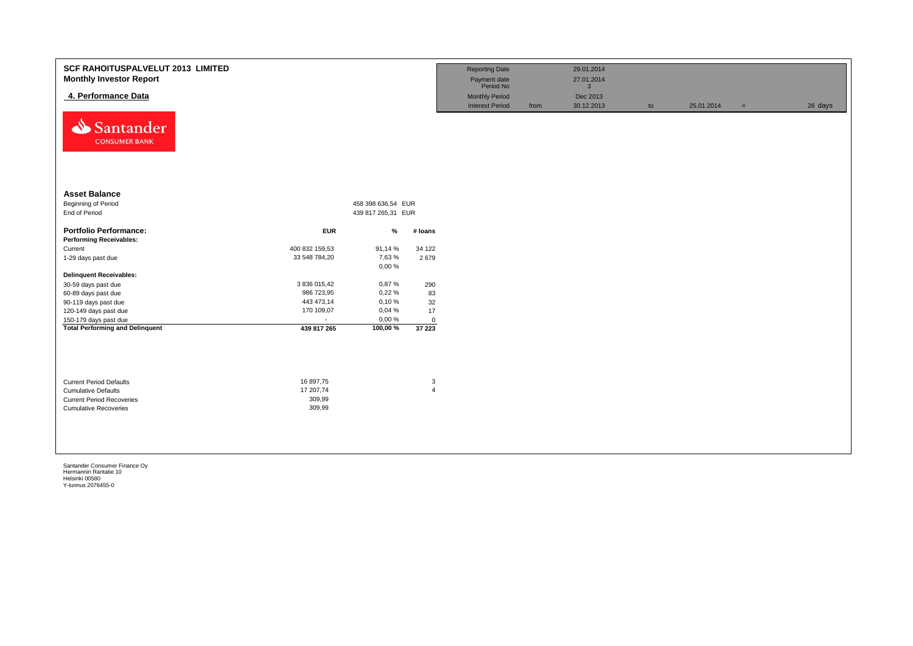# SCF RAHOITUSPALVELUT 2013 LIMITED
## Monthly Investor Report

### 4. Performance Data

| | | | | | | |
|---|---|---|---|---|---|---|
| Reporting Date | | 29.01.2014 | | | | |
| Payment date | | 27.01.2014 | | | | |
| Period No | | 3 | | | | |
| Monthly Period | | Dec 2013 | | | | |
| Interest Period | from | 30.12.2013 | to | 25.01.2014 | = | 26 days |

Santander CONSUMER BANK

**Asset Balance**

| | | |
|---|---|---|
| Beginning of Period | 458 398 636,54 | EUR |
| End of Period | 439 817 265,31 | EUR |

| **Portfolio Performance:** | **EUR** | **%** | **# loans** |
|---|---|---|---|
| **Performing Receivables:** | | | |
| Current | 400 832 159,53 | 91,14 % | 34 122 |
| 1-29 days past due | 33 548 784,20 | 7,63 % | 2 679 |
| | | 0,00 % | |
| **Delinquent Receivables:** | | | |
| 30-59 days past due | 3 836 015,42 | 0,87 % | 290 |
| 60-89 days past due | 986 723,95 | 0,22 % | 83 |
| 90-119 days past due | 443 473,14 | 0,10 % | 32 |
| 120-149 days past due | 170 109,07 | 0,04 % | 17 |
| 150-179 days past due | - | 0,00 % | 0 |
| **Total Performing and Delinquent** | **439 817 265** | **100,00 %** | **37 223** |

| | | |
|---|---|---|
| Current Period Defaults | 16 897,75 | 3 |
| Cumulative Defaults | 17 207,74 | 4 |
| Current Period Recoveries | 309,99 | |
| Cumulative Recoveries | 309,99 | |

Santander Consumer Finance Oy
Hermannin Rantatie 10
Helsinki 00580
Y-tunnus 2076455-0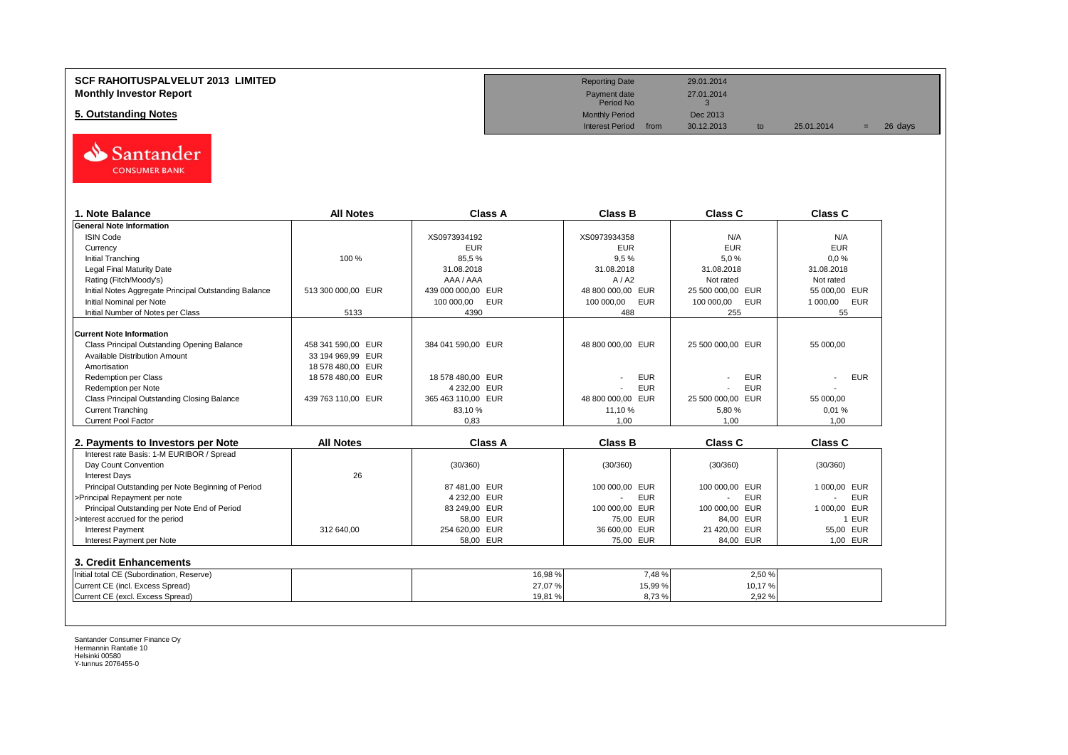# SCF RAHOITUSPALVELUT 2013 LIMITED
## Monthly Investor Report

## 5. Outstanding Notes

| | | | | | | |
|---|---|---|---|---|---|---|
| Reporting Date | | 29.01.2014 | | | | |
| Payment date | | 27.01.2014 | | | | |
| Period No | | 3 | | | | |
| Monthly Period | | Dec 2013 | | | | |
| Interest Period | from | 30.12.2013 | to | 25.01.2014 | = | 26 days |

### 1. Note Balance

| 1. Note Balance | All Notes | Class A | Class B | Class C | Class C |
|---|---|---|---|---|---|
| **General Note Information** | | | | | |
| ISIN Code | | XS0973934192 | XS0973934358 | N/A | N/A |
| Currency | | EUR | EUR | EUR | EUR |
| Initial Tranching | 100 % | 85,5 % | 9,5 % | 5,0 % | 0,0 % |
| Legal Final Maturity Date | | 31.08.2018 | 31.08.2018 | 31.08.2018 | 31.08.2018 |
| Rating (Fitch/Moody's) | | AAA / AAA | A / A2 | Not rated | Not rated |
| Initial Notes Aggregate Principal Outstanding Balance | 513 300 000,00 EUR | 439 000 000,00 EUR | 48 800 000,00 EUR | 25 500 000,00 EUR | 55 000,00 EUR |
| Initial Nominal per Note | | 100 000,00 EUR | 100 000,00 EUR | 100 000,00 EUR | 1 000,00 EUR |
| Initial Number of Notes per Class | 5133 | 4390 | 488 | 255 | 55 |
| **Current Note Information** | | | | | |
| Class Principal Outstanding Opening Balance | 458 341 590,00 EUR | 384 041 590,00 EUR | 48 800 000,00 EUR | 25 500 000,00 EUR | 55 000,00 |
| Available Distribution Amount | 33 194 969,99 EUR | | | | |
| Amortisation | 18 578 480,00 EUR | | | | |
| Redemption per Class | 18 578 480,00 EUR | 18 578 480,00 EUR | - EUR | - EUR | - EUR |
| Redemption per Note | | 4 232,00 EUR | - EUR | - EUR | - |
| Class Principal Outstanding Closing Balance | 439 763 110,00 EUR | 365 463 110,00 EUR | 48 800 000,00 EUR | 25 500 000,00 EUR | 55 000,00 |
| Current Tranching | | 83,10 % | 11,10 % | 5,80 % | 0,01 % |
| Current Pool Factor | | 0,83 | 1,00 | 1,00 | 1,00 |

### 2. Payments to Investors per Note

| 2. Payments to Investors per Note | All Notes | Class A | Class B | Class C | Class C |
|---|---|---|---|---|---|
| Interest rate Basis: 1-M EURIBOR / Spread | | | | | |
| Day Count Convention | | (30/360) | (30/360) | (30/360) | (30/360) |
| Interest Days | 26 | | | | |
| Principal Outstanding per Note Beginning of Period | | 87 481,00 EUR | 100 000,00 EUR | 100 000,00 EUR | 1 000,00 EUR |
| >Principal Repayment per note | | 4 232,00 EUR | - EUR | - EUR | - EUR |
| Principal Outstanding per Note End of Period | | 83 249,00 EUR | 100 000,00 EUR | 100 000,00 EUR | 1 000,00 EUR |
| >Interest accrued for the period | | 58,00 EUR | 75,00 EUR | 84,00 EUR | 1 EUR |
| Interest Payment | 312 640,00 | 254 620,00 EUR | 36 600,00 EUR | 21 420,00 EUR | 55,00 EUR |
| Interest Payment per Note | | 58,00 EUR | 75,00 EUR | 84,00 EUR | 1,00 EUR |

### 3. Credit Enhancements

| 3. Credit Enhancements | | Class A | Class B | Class C | |
|---|---|---|---|---|---|
| Initial total CE (Subordination, Reserve) | | 16,98 % | 7,48 % | 2,50 % | |
| Current CE (incl. Excess Spread) | | 27,07 % | 15,99 % | 10,17 % | |
| Current CE (excl. Excess Spread) | | 19,81 % | 8,73 % | 2,92 % | |

Santander Consumer Finance Oy
Hermannin Rantatie 10
Helsinki 00580
Y-tunnus 2076455-0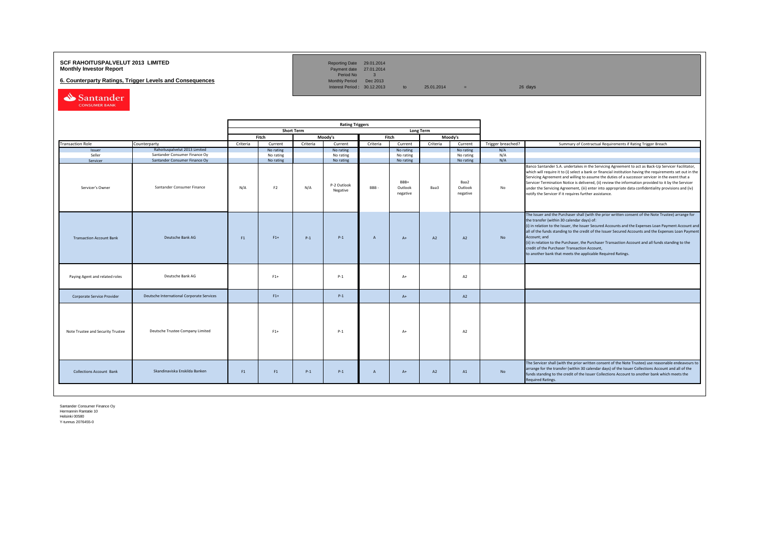**SCF RAHOITUSPALVELUT 2013 LIMITED**
**Monthly Investor Report**

**6. Counterparty Ratings, Trigger Levels and Consequences**

| | | | | | |
|---|---|---|---|---|---|
| Reporting Date | 29.01.2014 | | | | |
| Payment date | 27.01.2014 | | | | |
| Period No | 3 | | | | |
| Monthly Period | Dec 2013 | | | | |
| Interest Period : | 30.12.2013 | to | 25.01.2014 | = | 26 days |

| | | Rating Triggers | | | | | | | | | |
|---|---|---|---|---|---|---|---|---|---|---|---|
| | | Short Term | | | | Long Term | | | | | |
| | | Fitch | | Moody's | | Fitch | | Moody's | | | |
| Transaction Role | Counterparty | Criteria | Current | Criteria | Current | Criteria | Current | Criteria | Current | Trigger breached? | Summary of Contractual Requirements if Rating Trigger Breach |
| Issuer | Rahoituspalvelut 2013 Limited | | No rating | | No rating | | No rating | | No rating | N/A | |
| Seller | Santander Consumer Finance Oy | | No rating | | No rating | | No rating | | No rating | N/A | |
| Servicer | Santander Consumer Finance Oy | | No rating | | No rating | | No rating | | No rating | N/A | |
| Servicer's Owner | Santander Consumer Finance | N/A | F2 | N/A | P-2 Outlook Negative | BBB - | BBB+ Outlook negative | Baa3 | Baa2 Outlook negative | No | Banco Santander S.A. undertakes in the Servicing Agreement to act as Back-Up Servicer Facilitator, which will require it to (i) select a bank or financial institution having the requirements set out in the Servicing Agreement and willing to assume the duties of a successor servicer in the event that a Servicer Termination Notice is delivered, (ii) review the information provided to it by the Servicer under the Servicing Agreement, (iii) enter into appropriate data confidentiality provisions and (iv) notify the Servicer if it requires further assistance. |
| Transaction Account Bank | Deutsche Bank AG | F1 | F1+ | P-1 | P-1 | A | A+ | A2 | A2 | No | The Issuer and the Purchaser shall (with the prior written consent of the Note Trustee) arrange for the transfer (within 30 calendar days) of: (i) in relation to the Issuer, the Issuer Secured Accounts and the Expenses Loan Payment Account and all of the funds standing to the credit of the Issuer Secured Accounts and the Expenses Loan Payment Account; and (ii) in relation to the Purchaser, the Purchaser Transaction Account and all funds standing to the credit of the Purchaser Transaction Account, to another bank that meets the applicable Required Ratings. |
| Paying Agent and related roles | Deutsche Bank AG | | F1+ | | P-1 | | A+ | | A2 | | |
| Corporate Service Provider | Deutsche International Corporate Services | | F1+ | | P-1 | | A+ | | A2 | | |
| Note Trustee and Security Trustee | Deutsche Trustee Company Limited | | F1+ | | P-1 | | A+ | | A2 | | |
| Collections Account Bank | Skandinaviska Enskilda Banken | F1 | F1 | P-1 | P-1 | A | A+ | A2 | A1 | No | The Servicer shall (with the prior written consent of the Note Trustee) use reasonable endeavours to arrange for the transfer (within 30 calendar days) of the Issuer Collections Account and all of the funds standing to the credit of the Issuer Collections Account to another bank which meets the Required Ratings. |

Santander Consumer Finance Oy
Hermannin Rantatie 10
Helsinki 00580
Y-tunnus 2076455-0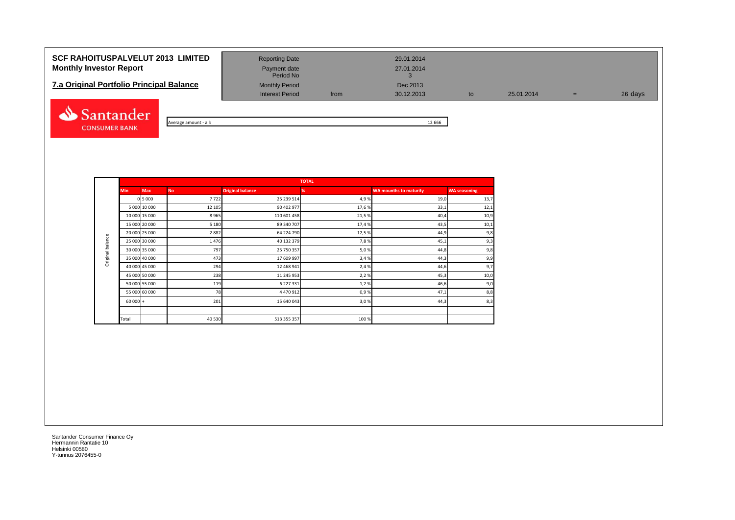**SCF RAHOITUSPALVELUT 2013 LIMITED**
**Monthly Investor Report**

## 7.a Original Portfolio Principal Balance

| | | | | |
|---|---|---|---|---|
| Reporting Date | | 29.01.2014 | | |
| Payment date | | 27.01.2014 | | |
| Period No | | 3 | | |
| Monthly Period | | Dec 2013 | | |
| Interest Period | from | 30.12.2013 | to | 25.01.2014 = 26 days |

Average amount - all: 12 666

| | TOTAL | | | | | | |
|---|---|---|---|---|---|---|---|
| Min | Max | No | Original balance | % | WA mounths to maturity | WA seasoning |
| 0 | 5 000 | 7 722 | 25 239 514 | 4,9 % | 19,0 | 13,7 |
| 5 000 | 10 000 | 12 105 | 90 402 977 | 17,6 % | 33,1 | 12,1 |
| 10 000 | 15 000 | 8 965 | 110 601 458 | 21,5 % | 40,4 | 10,9 |
| 15 000 | 20 000 | 5 180 | 89 340 707 | 17,4 % | 43,5 | 10,1 |
| 20 000 | 25 000 | 2 882 | 64 224 790 | 12,5 % | 44,9 | 9,8 |
| 25 000 | 30 000 | 1 476 | 40 132 379 | 7,8 % | 45,1 | 9,3 |
| 30 000 | 35 000 | 797 | 25 750 357 | 5,0 % | 44,8 | 9,8 |
| 35 000 | 40 000 | 473 | 17 609 997 | 3,4 % | 44,3 | 9,9 |
| 40 000 | 45 000 | 294 | 12 468 941 | 2,4 % | 44,6 | 9,7 |
| 45 000 | 50 000 | 238 | 11 245 953 | 2,2 % | 45,3 | 10,0 |
| 50 000 | 55 000 | 119 | 6 227 331 | 1,2 % | 46,6 | 9,0 |
| 55 000 | 60 000 | 78 | 4 470 912 | 0,9 % | 47,1 | 8,8 |
| 60 000 | + | 201 | 15 640 043 | 3,0 % | 44,3 | 8,3 |
| | | | | | | |
| Total | | 40 530 | 513 355 357 | 100 % | | |

Santander Consumer Finance Oy
Hermannin Rantatie 10
Helsinki 00580
Y-tunnus 2076455-0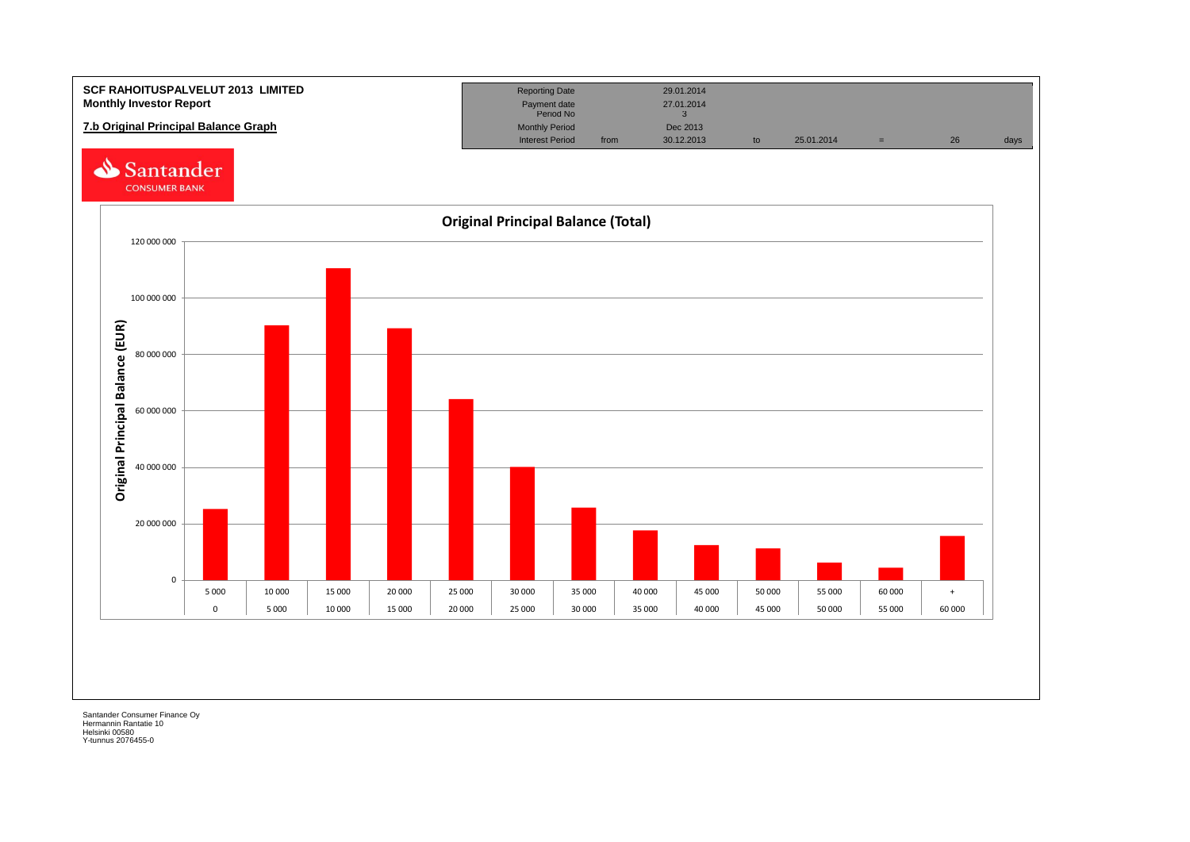**SCF RAHOITUSPALVELUT 2013 LIMITED**
**Monthly Investor Report**

**7.b Original Principal Balance Graph**

| Reporting Date | | 29.01.2014 | | | | | |
|---|---|---|---|---|---|---|---|
| Payment date | | 27.01.2014 | | | | | |
| Period No | | 3 | | | | | |
| Monthly Period | | Dec 2013 | | | | | |
| Interest Period | from | 30.12.2013 | to | 25.01.2014 | = | 26 | days |

Santander CONSUMER BANK

**Original Principal Balance (Total)**

Original Principal Balance (EUR)

| Upper bound | 5 000 | 10 000 | 15 000 | 20 000 | 25 000 | 30 000 | 35 000 | 40 000 | 45 000 | 50 000 | 55 000 | 60 000 | + |
|---|---|---|---|---|---|---|---|---|---|---|---|---|---|
| Lower bound | 0 | 5 000 | 10 000 | 15 000 | 20 000 | 25 000 | 30 000 | 35 000 | 40 000 | 45 000 | 50 000 | 55 000 | 60 000 |

Santander Consumer Finance Oy
Hermannin Rantatie 10
Helsinki 00580
Y-tunnus 2076455-0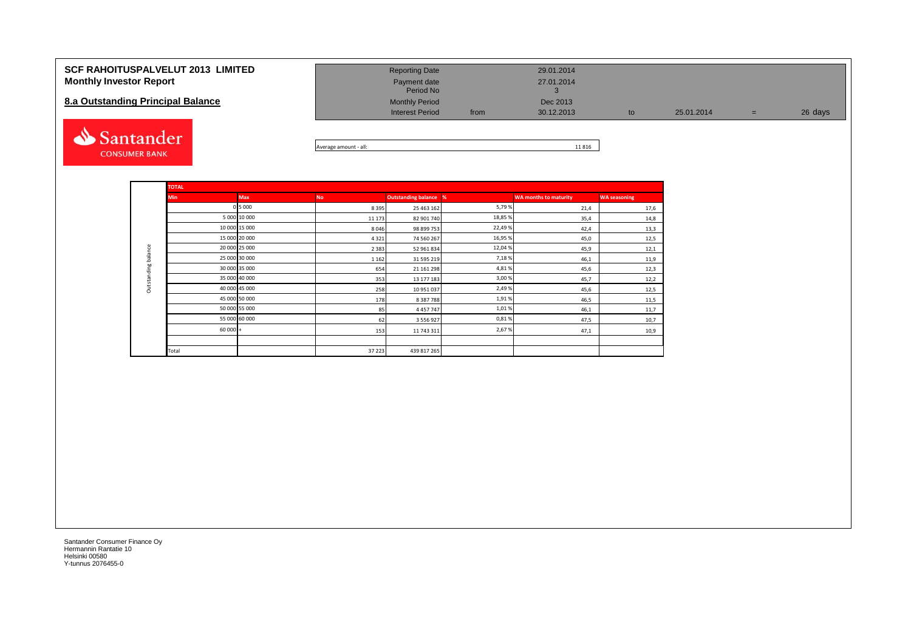**SCF RAHOITUSPALVELUT 2013 LIMITED**
**Monthly Investor Report**

## 8.a Outstanding Principal Balance

| | | | | | | |
|---|---|---|---|---|---|---|
| Reporting Date | | 29.01.2014 | | | | |
| Payment date | | 27.01.2014 | | | | |
| Period No | | 3 | | | | |
| Monthly Period | | Dec 2013 | | | | |
| Interest Period | from | 30.12.2013 | to | 25.01.2014 | = | 26 days |

Average amount - all: 11 816

| Outstanding balance | TOTAL | | | | | | |
|---|---|---|---|---|---|---|---|
| | **Min** | **Max** | **No** | **Outstanding balance** | **%** | **WA months to maturity** | **WA seasoning** |
| | 0 | 5 000 | 8 395 | 25 463 162 | 5,79 % | 21,4 | 17,6 |
| | 5 000 | 10 000 | 11 173 | 82 901 740 | 18,85 % | 35,4 | 14,8 |
| | 10 000 | 15 000 | 8 046 | 98 899 753 | 22,49 % | 42,4 | 13,3 |
| | 15 000 | 20 000 | 4 321 | 74 560 267 | 16,95 % | 45,0 | 12,5 |
| | 20 000 | 25 000 | 2 383 | 52 961 834 | 12,04 % | 45,9 | 12,1 |
| | 25 000 | 30 000 | 1 162 | 31 595 219 | 7,18 % | 46,1 | 11,9 |
| | 30 000 | 35 000 | 654 | 21 161 298 | 4,81 % | 45,6 | 12,3 |
| | 35 000 | 40 000 | 353 | 13 177 183 | 3,00 % | 45,7 | 12,2 |
| | 40 000 | 45 000 | 258 | 10 951 037 | 2,49 % | 45,6 | 12,5 |
| | 45 000 | 50 000 | 178 | 8 387 788 | 1,91 % | 46,5 | 11,5 |
| | 50 000 | 55 000 | 85 | 4 457 747 | 1,01 % | 46,1 | 11,7 |
| | 55 000 | 60 000 | 62 | 3 556 927 | 0,81 % | 47,5 | 10,7 |
| | 60 000 | + | 153 | 11 743 311 | 2,67 % | 47,1 | 10,9 |
| | | | | | | | |
| | Total | | 37 223 | 439 817 265 | | | |

Santander Consumer Finance Oy
Hermannin Rantatie 10
Helsinki 00580
Y-tunnus 2076455-0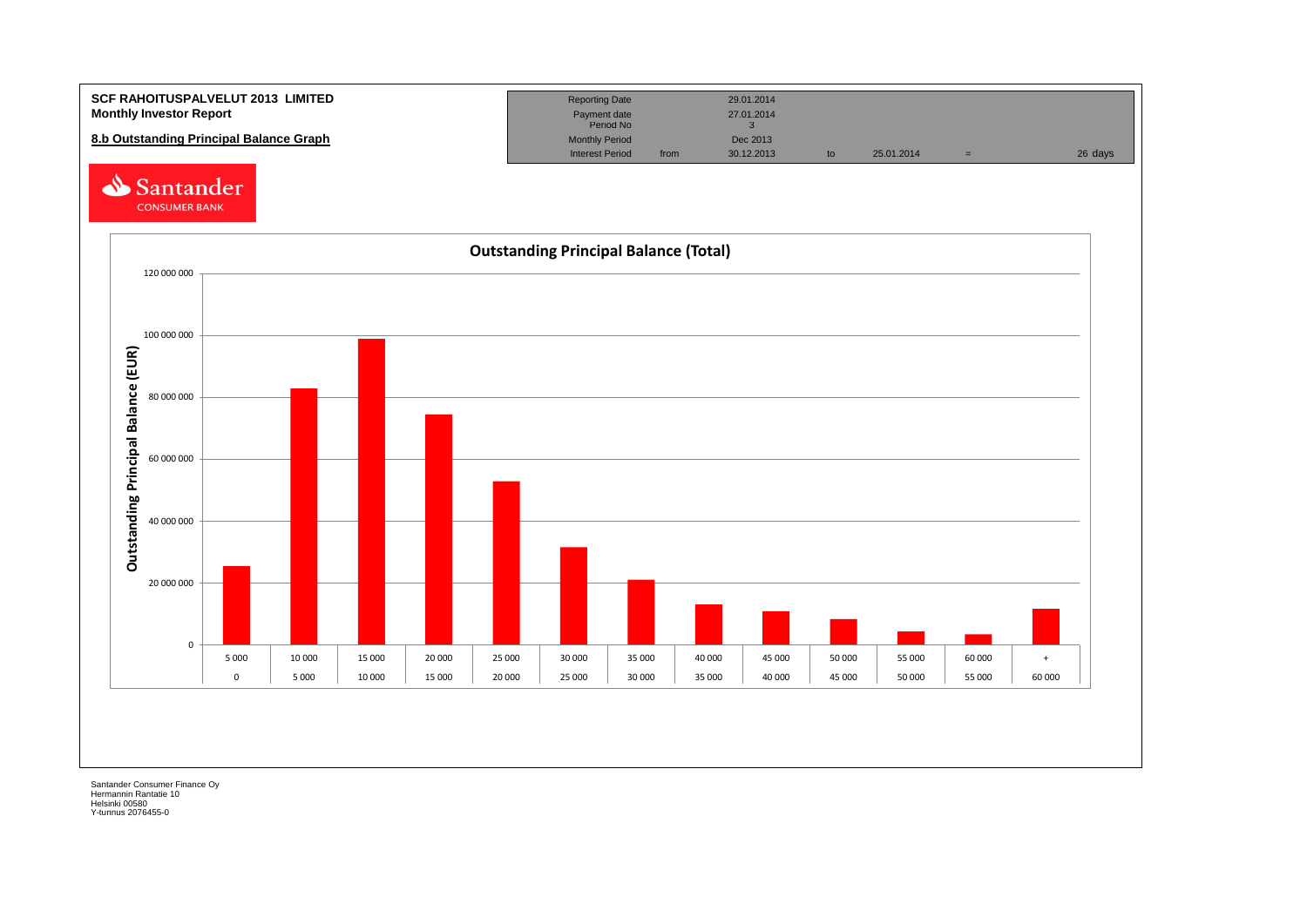**SCF RAHOITUSPALVELUT 2013 LIMITED**
**Monthly Investor Report**

**8.b Outstanding Principal Balance Graph**

| Reporting Date | | 29.01.2014 | | | | |
|---|---|---|---|---|---|---|
| Payment date | | 27.01.2014 | | | | |
| Period No | | 3 | | | | |
| Monthly Period | | Dec 2013 | | | | |
| Interest Period | from | 30.12.2013 | to | 25.01.2014 | = | 26 days |

Santander CONSUMER BANK

## Outstanding Principal Balance (Total)

Outstanding Principal Balance (EUR)

| From | To |
|---|---|
| 0 | 5 000 |
| 5 000 | 10 000 |
| 10 000 | 15 000 |
| 15 000 | 20 000 |
| 20 000 | 25 000 |
| 25 000 | 30 000 |
| 30 000 | 35 000 |
| 35 000 | 40 000 |
| 40 000 | 45 000 |
| 45 000 | 50 000 |
| 50 000 | 55 000 |
| 55 000 | 60 000 |
| 60 000 | + |

Santander Consumer Finance Oy
Hermannin Rantatie 10
Helsinki 00580
Y-tunnus 2076455-0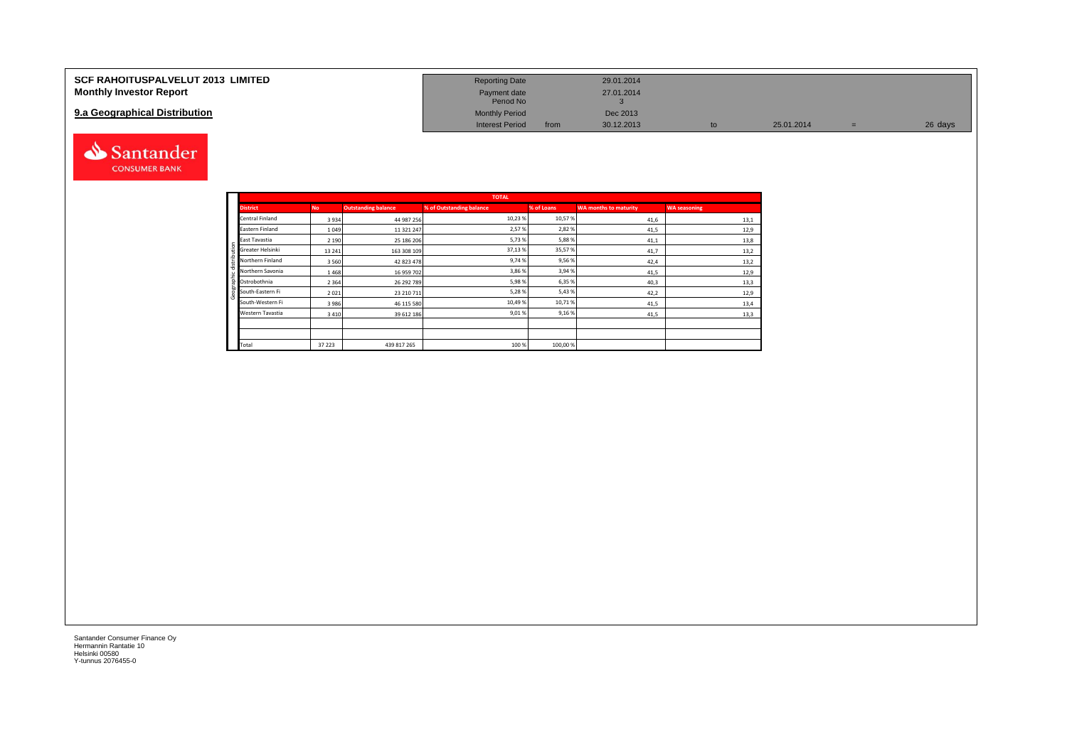**SCF RAHOITUSPALVELUT 2013 LIMITED**
**Monthly Investor Report**

## 9.a Geographical Distribution

| | | | | | | |
|---|---|---|---|---|---|---|
| Reporting Date | | 29.01.2014 | | | | |
| Payment date | | 27.01.2014 | | | | |
| Period No | | 3 | | | | |
| Monthly Period | | Dec 2013 | | | | |
| Interest Period | from | 30.12.2013 | to | 25.01.2014 | = | 26 days |

| | TOTAL | | | | | |
|---|---|---|---|---|---|---|
| **District** | **No** | **Outstanding balance** | **% of Outstanding balance** | **% of Loans** | **WA months to maturity** | **WA seasoning** |
| Central Finland | 3 934 | 44 987 256 | 10,23 % | 10,57 % | 41,6 | 13,1 |
| Eastern Finland | 1 049 | 11 321 247 | 2,57 % | 2,82 % | 41,5 | 12,9 |
| East Tavastia | 2 190 | 25 186 206 | 5,73 % | 5,88 % | 41,1 | 13,8 |
| Greater Helsinki | 13 241 | 163 308 109 | 37,13 % | 35,57 % | 41,7 | 13,2 |
| Northern Finland | 3 560 | 42 823 478 | 9,74 % | 9,56 % | 42,4 | 13,2 |
| Northern Savonia | 1 468 | 16 959 702 | 3,86 % | 3,94 % | 41,5 | 12,9 |
| Ostrobothnia | 2 364 | 26 292 789 | 5,98 % | 6,35 % | 40,3 | 13,3 |
| South-Eastern Fi | 2 021 | 23 210 711 | 5,28 % | 5,43 % | 42,2 | 12,9 |
| South-Western Fi | 3 986 | 46 115 580 | 10,49 % | 10,71 % | 41,5 | 13,4 |
| Western Tavastia | 3 410 | 39 612 186 | 9,01 % | 9,16 % | 41,5 | 13,3 |
| | | | | | | |
| | | | | | | |
| Total | 37 223 | 439 817 265 | 100 % | 100,00 % | | |

Geographic distribution

Santander Consumer Finance Oy
Hermannin Rantatie 10
Helsinki 00580
Y-tunnus 2076455-0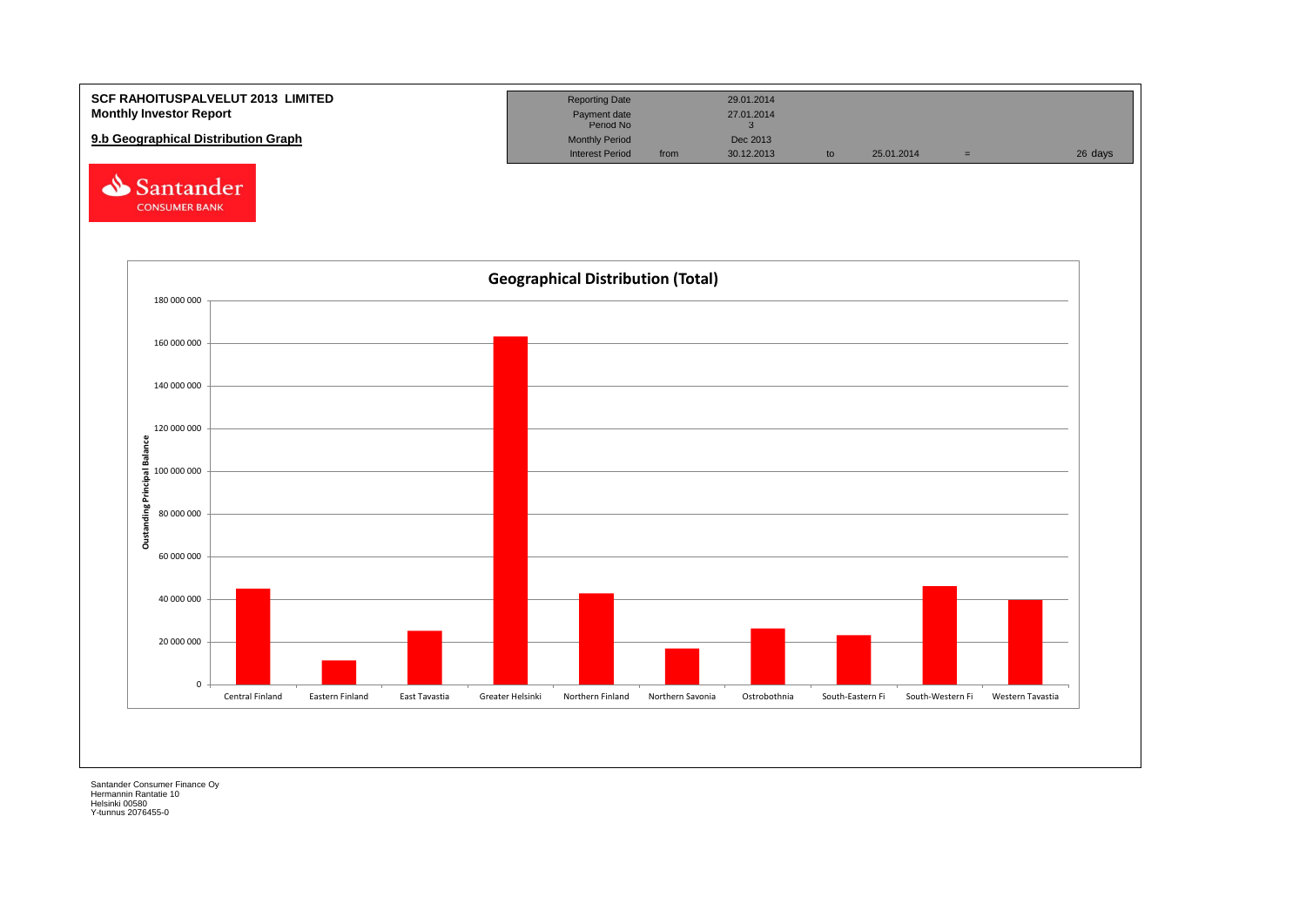**SCF RAHOITUSPALVELUT 2013 LIMITED**
**Monthly Investor Report**

**9.b Geographical Distribution Graph**

| Reporting Date | | 29.01.2014 | | | | |
|---|---|---|---|---|---|---|
| Payment date | | 27.01.2014 | | | | |
| Period No | | 3 | | | | |
| Monthly Period | | Dec 2013 | | | | |
| Interest Period | from | 30.12.2013 | to | 25.01.2014 | = | 26 days |

Santander CONSUMER BANK

## Geographical Distribution (Total)

Y-axis: Oustanding Principal Balance (0 – 180 000 000)

X-axis categories: Central Finland, Eastern Finland, East Tavastia, Greater Helsinki, Northern Finland, Northern Savonia, Ostrobothnia, South-Eastern Fi, South-Western Fi, Western Tavastia

Santander Consumer Finance Oy
Hermannin Rantatie 10
Helsinki 00580
Y-tunnus 2076455-0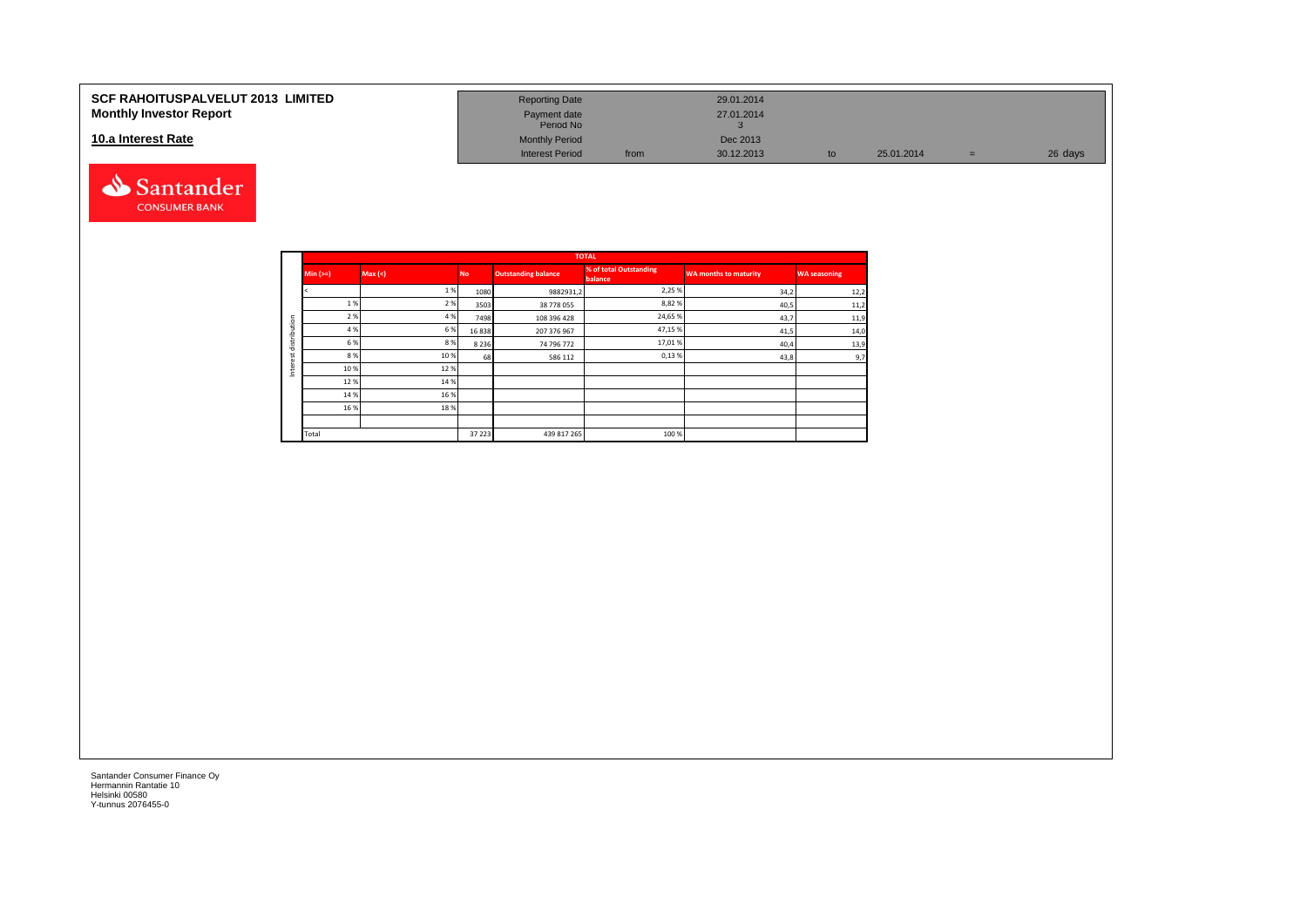**SCF RAHOITUSPALVELUT 2013 LIMITED**
**Monthly Investor Report**

## 10.a Interest Rate

| | | | | | | |
|---|---|---|---|---|---|---|
| Reporting Date | | 29.01.2014 | | | | |
| Payment date | | 27.01.2014 | | | | |
| Period No | | 3 | | | | |
| Monthly Period | | Dec 2013 | | | | |
| Interest Period | from | 30.12.2013 | to | 25.01.2014 | = | 26 days |

| | TOTAL | | | | | | |
|---|---|---|---|---|---|---|---|
| | Min (>=) | Max (<) | No | Outstanding balance | % of total Outstanding balance | WA months to maturity | WA seasoning |
| Interest distribution | < | 1 % | 1080 | 9882931,2 | 2,25 % | 34,2 | 12,2 |
| | 1 % | 2 % | 3503 | 38 778 055 | 8,82 % | 40,5 | 11,2 |
| | 2 % | 4 % | 7498 | 108 396 428 | 24,65 % | 43,7 | 11,9 |
| | 4 % | 6 % | 16 838 | 207 376 967 | 47,15 % | 41,5 | 14,0 |
| | 6 % | 8 % | 8 236 | 74 796 772 | 17,01 % | 40,4 | 13,9 |
| | 8 % | 10 % | 68 | 586 112 | 0,13 % | 43,8 | 9,7 |
| | 10 % | 12 % | | | | | |
| | 12 % | 14 % | | | | | |
| | 14 % | 16 % | | | | | |
| | 16 % | 18 % | | | | | |
| | | | | | | | |
| | Total | | 37 223 | 439 817 265 | 100 % | | |

Santander Consumer Finance Oy
Hermannin Rantatie 10
Helsinki 00580
Y-tunnus 2076455-0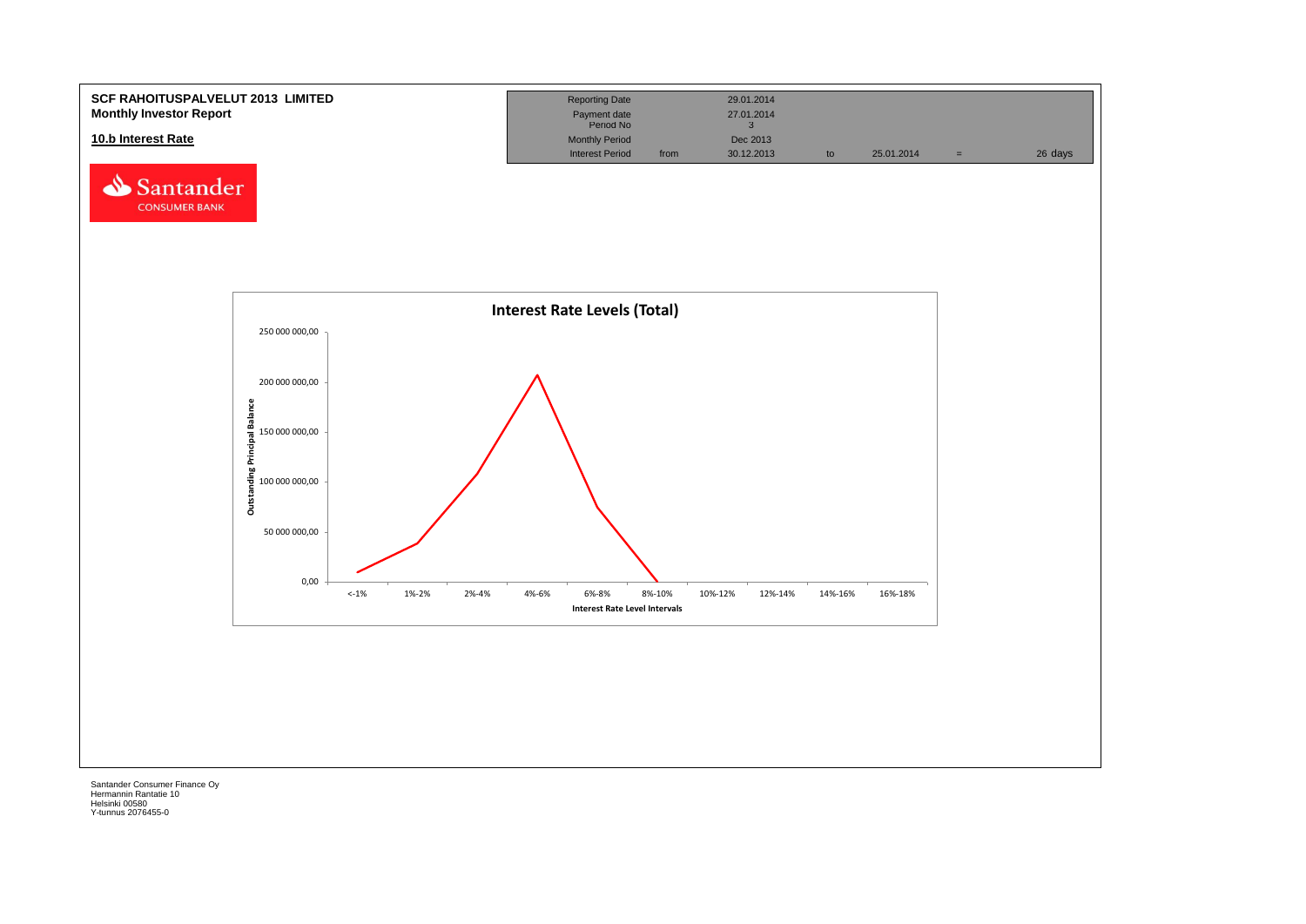**SCF RAHOITUSPALVELUT 2013 LIMITED**
**Monthly Investor Report**

**10.b Interest Rate**

| Reporting Date | | 29.01.2014 | | | | |
|---|---|---|---|---|---|---|
| Payment date | | 27.01.2014 | | | | |
| Period No | | 3 | | | | |
| Monthly Period | | Dec 2013 | | | | |
| Interest Period | from | 30.12.2013 | to | 25.01.2014 | = | 26 days |

**Interest Rate Levels (Total)**

Outstanding Principal Balance: 250 000 000,00; 200 000 000,00; 150 000 000,00; 100 000 000,00; 50 000 000,00; 0,00

Interest Rate Level Intervals: <-1%; 1%-2%; 2%-4%; 4%-6%; 6%-8%; 8%-10%; 10%-12%; 12%-14%; 14%-16%; 16%-18%

Santander Consumer Finance Oy
Hermannin Rantatie 10
Helsinki 00580
Y-tunnus 2076455-0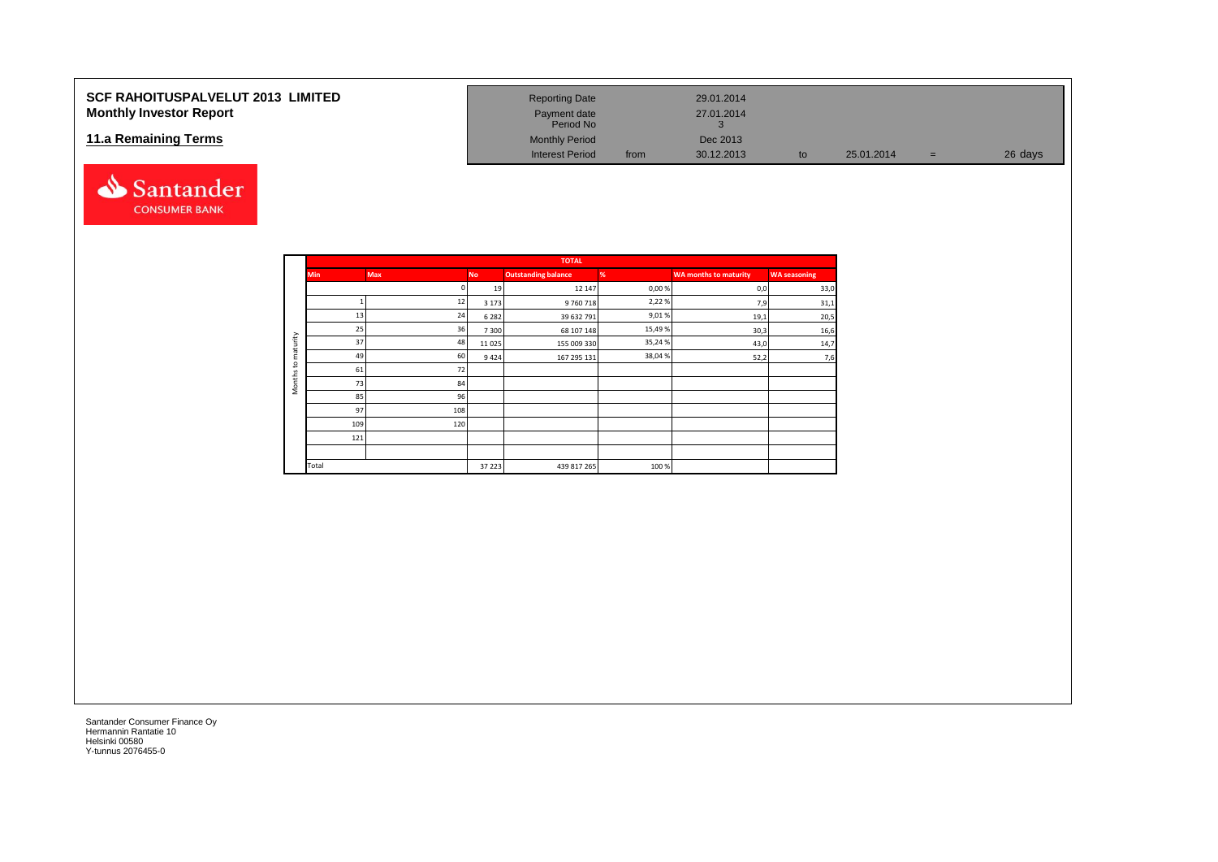# SCF RAHOITUSPALVELUT 2013 LIMITED
## Monthly Investor Report

## 11.a Remaining Terms

| | | | | | |
|---|---|---|---|---|---|
| Reporting Date | | 29.01.2014 | | | |
| Payment date | | 27.01.2014 | | | |
| Period No | | 3 | | | |
| Monthly Period | | Dec 2013 | | | |
| Interest Period | from | 30.12.2013 | to | 25.01.2014 | = 26 days |

| | TOTAL | | | | | | |
|---|---|---|---|---|---|---|---|
| | Min | Max | No | Outstanding balance | % | WA months to maturity | WA seasoning |
| Months to maturity | | 0 | 19 | 12 147 | 0,00 % | 0,0 | 33,0 |
| | 1 | 12 | 3 173 | 9 760 718 | 2,22 % | 7,9 | 31,1 |
| | 13 | 24 | 6 282 | 39 632 791 | 9,01 % | 19,1 | 20,5 |
| | 25 | 36 | 7 300 | 68 107 148 | 15,49 % | 30,3 | 16,6 |
| | 37 | 48 | 11 025 | 155 009 330 | 35,24 % | 43,0 | 14,7 |
| | 49 | 60 | 9 424 | 167 295 131 | 38,04 % | 52,2 | 7,6 |
| | 61 | 72 | | | | | |
| | 73 | 84 | | | | | |
| | 85 | 96 | | | | | |
| | 97 | 108 | | | | | |
| | 109 | 120 | | | | | |
| | 121 | | | | | | |
| | | | | | | | |
| | Total | | 37 223 | 439 817 265 | 100 % | | |

Santander Consumer Finance Oy
Hermannin Rantatie 10
Helsinki 00580
Y-tunnus 2076455-0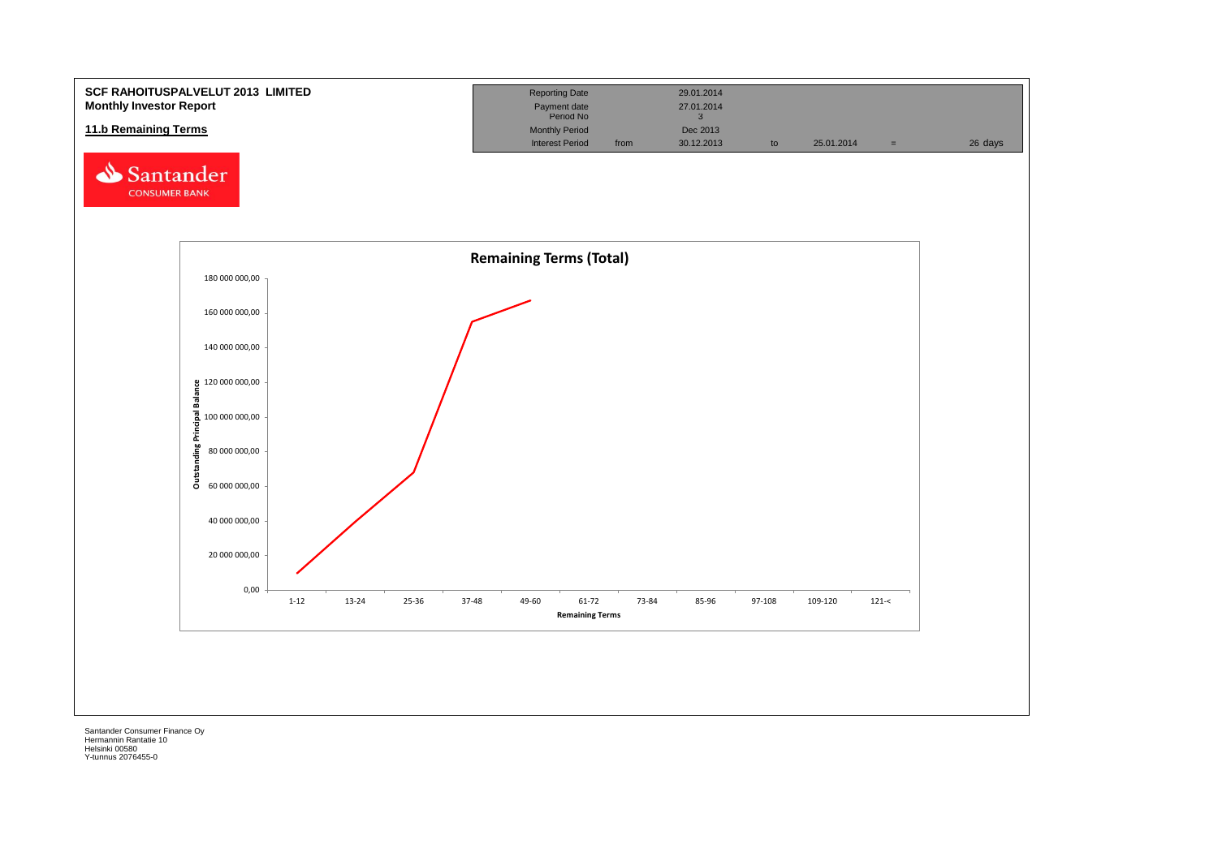**SCF RAHOITUSPALVELUT 2013 LIMITED**
**Monthly Investor Report**

**11.b Remaining Terms**

| Reporting Date | | 29.01.2014 | | | | |
|---|---|---|---|---|---|---|
| Payment date | | 27.01.2014 | | | | |
| Period No | | 3 | | | | |
| Monthly Period | | Dec 2013 | | | | |
| Interest Period | from | 30.12.2013 | to | 25.01.2014 | = | 26 days |

Santander CONSUMER BANK

**Remaining Terms (Total)**

Outstanding Principal Balance: 0,00; 20 000 000,00; 40 000 000,00; 60 000 000,00; 80 000 000,00; 100 000 000,00; 120 000 000,00; 140 000 000,00; 160 000 000,00; 180 000 000,00

Remaining Terms: 1-12; 13-24; 25-36; 37-48; 49-60; 61-72; 73-84; 85-96; 97-108; 109-120; 121-<

Santander Consumer Finance Oy
Hermannin Rantatie 10
Helsinki 00580
Y-tunnus 2076455-0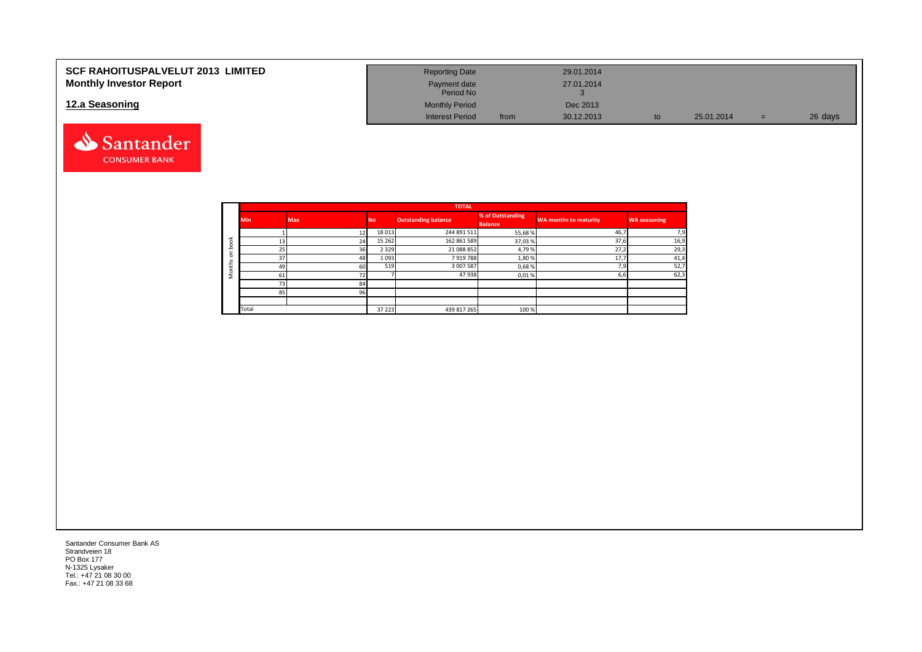**SCF RAHOITUSPALVELUT 2013 LIMITED**
**Monthly Investor Report**

## 12.a Seasoning

| | | | | | | |
|---|---|---|---|---|---|---|
| Reporting Date | | 29.01.2014 | | | | |
| Payment date | | 27.01.2014 | | | | |
| Period No | | 3 | | | | |
| Monthly Period | | Dec 2013 | | | | |
| Interest Period | from | 30.12.2013 | to | 25.01.2014 | = | 26 days |

| | TOTAL | | | | | | |
|---|---|---|---|---|---|---|---|
| | Min | Max | No | Outstanding balance | % of Outstanding Balance | WA months to maturity | WA seasoning |
| Months on book | 1 | 12 | 18 013 | 244 891 511 | 55,68 % | 46,7 | 7,9 |
| | 13 | 24 | 15 262 | 162 861 589 | 37,03 % | 37,6 | 16,9 |
| | 25 | 36 | 2 329 | 21 088 852 | 4,79 % | 27,2 | 29,3 |
| | 37 | 48 | 1 093 | 7 919 788 | 1,80 % | 17,7 | 41,4 |
| | 49 | 60 | 519 | 3 007 587 | 0,68 % | 7,9 | 52,7 |
| | 61 | 72 | 7 | 47 938 | 0,01 % | 6,6 | 62,3 |
| | 73 | 84 | | | | | |
| | 85 | 96 | | | | | |
| | | | | | | | |
| | Total | | 37 223 | 439 817 265 | 100 % | | |

Santander Consumer Bank AS
Strandveien 18
PO Box 177
N-1325 Lysaker
Tel.: +47 21 08 30 00
Fax.: +47 21 08 33 68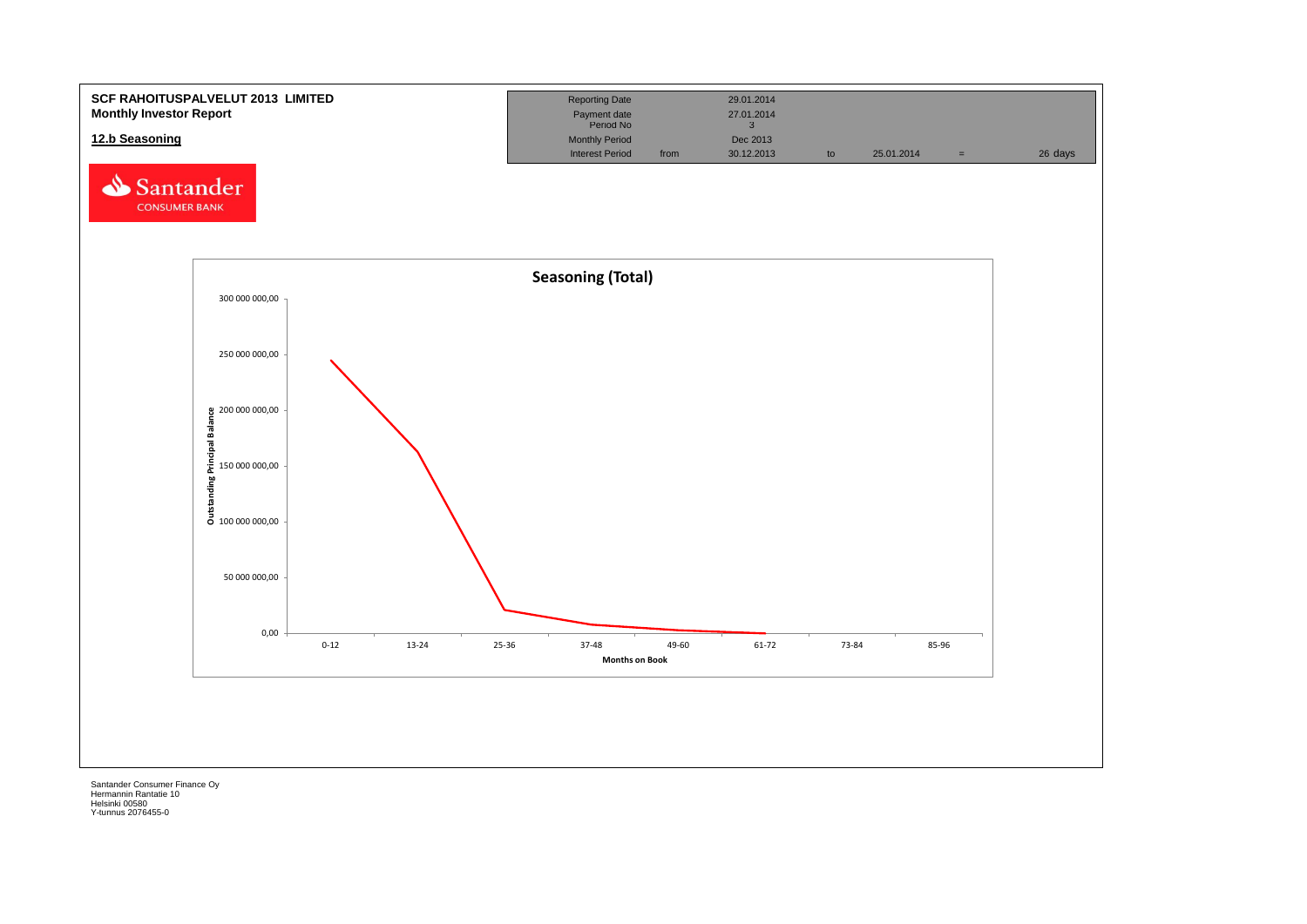**SCF RAHOITUSPALVELUT 2013 LIMITED**
**Monthly Investor Report**

**12.b Seasoning**

| | | | | | | |
|---|---|---|---|---|---|---|
| Reporting Date | | 29.01.2014 | | | | |
| Payment date | | 27.01.2014 | | | | |
| Period No | | 3 | | | | |
| Monthly Period | | Dec 2013 | | | | |
| Interest Period | from | 30.12.2013 | to | 25.01.2014 | = | 26 days |

Santander CONSUMER BANK

**Seasoning (Total)**

Outstanding Principal Balance: 300 000 000,00; 250 000 000,00; 200 000 000,00; 150 000 000,00; 100 000 000,00; 50 000 000,00; 0,00

Months on Book: 0-12; 13-24; 25-36; 37-48; 49-60; 61-72; 73-84; 85-96

Santander Consumer Finance Oy
Hermannin Rantatie 10
Helsinki 00580
Y-tunnus 2076455-0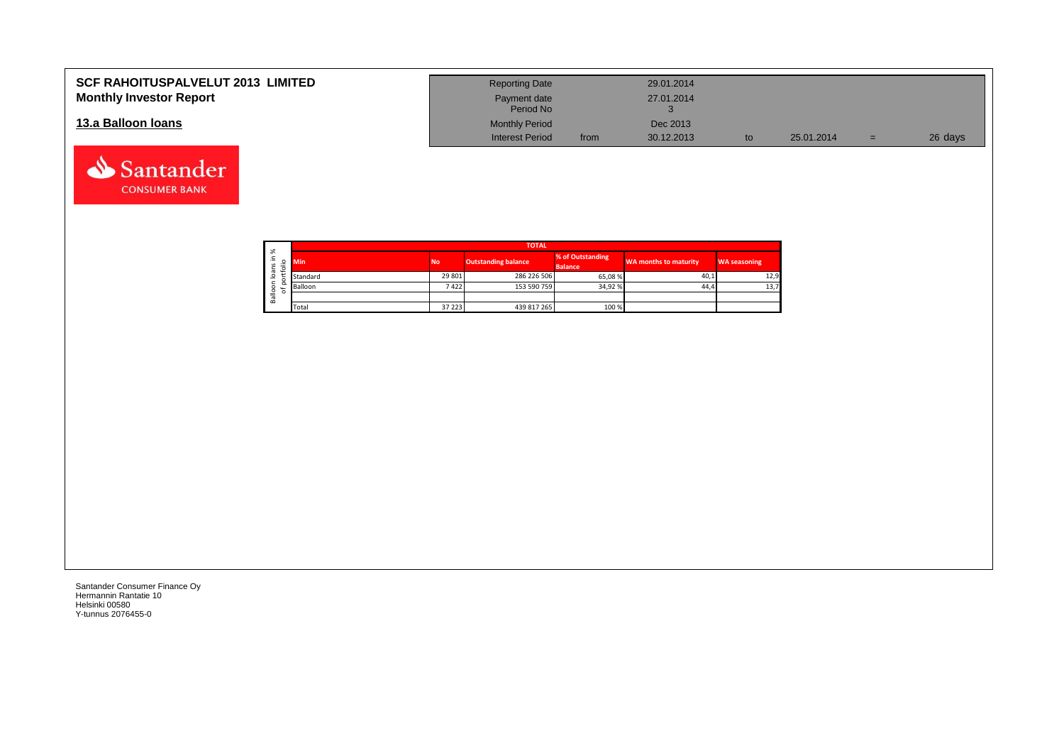# SCF RAHOITUSPALVELUT 2013 LIMITED
## Monthly Investor Report

## 13.a Balloon loans

| Reporting Date | | 29.01.2014 | | | | |
|---|---|---|---|---|---|---|
| Payment date | | 27.01.2014 | | | | |
| Period No | | 3 | | | | |
| Monthly Period | | Dec 2013 | | | | |
| Interest Period | from | 30.12.2013 | to | 25.01.2014 | = | 26 days |

Balloon loans in % of portfolio

| TOTAL | | | | | |
|---|---|---|---|---|---|
| Min | No | Outstanding balance | % of Outstanding Balance | WA months to maturity | WA seasoning |
| Standard | 29 801 | 286 226 506 | 65,08 % | 40,1 | 12,9 |
| Balloon | 7 422 | 153 590 759 | 34,92 % | 44,4 | 13,7 |
| | | | | | |
| Total | 37 223 | 439 817 265 | 100 % | | |

Santander Consumer Finance Oy
Hermannin Rantatie 10
Helsinki 00580
Y-tunnus 2076455-0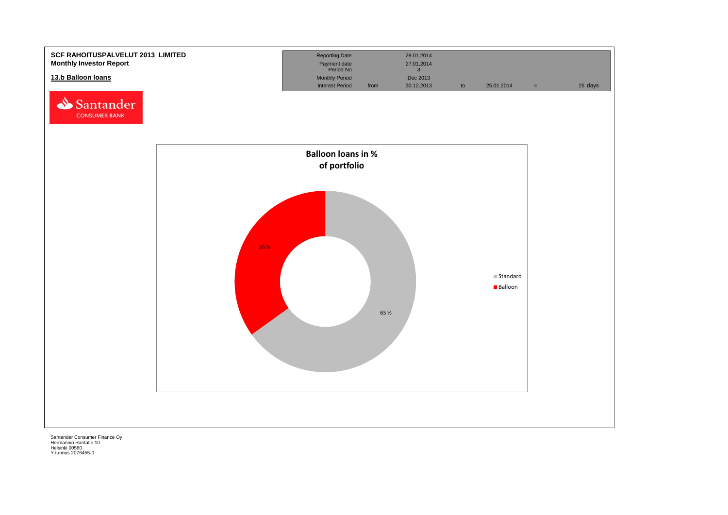**SCF RAHOITUSPALVELUT 2013 LIMITED**
**Monthly Investor Report**

**13.b Balloon loans**

Santander CONSUMER BANK

| Reporting Date | | 29.01.2014 | | | | |
|---|---|---|---|---|---|---|
| Payment date | | 27.01.2014 | | | | |
| Period No | | 3 | | | | |
| Monthly Period | | Dec 2013 | | | | |
| Interest Period | from | 30.12.2013 | to | 25.01.2014 | = | 26 days |

**Balloon loans in % of portfolio**

| Type | % |
|---|---|
| Standard | 65 % |
| Balloon | 35 % |

Santander Consumer Finance Oy
Hermannin Rantatie 10
Helsinki 00580
Y-tunnus 2076455-0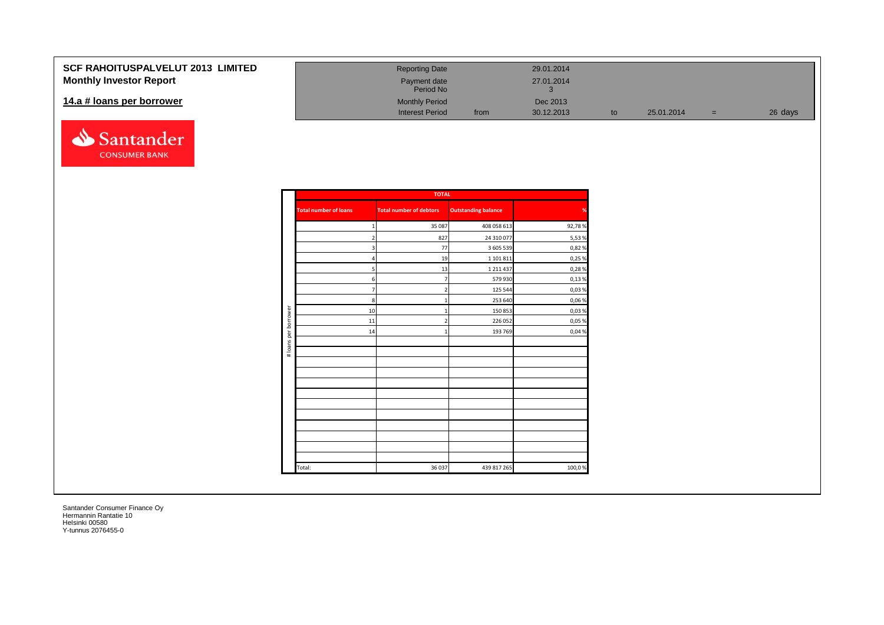**SCF RAHOITUSPALVELUT 2013 LIMITED**
**Monthly Investor Report**

## 14.a # loans per borrower

| | | | | | | |
|---|---|---|---|---|---|---|
| Reporting Date | | 29.01.2014 | | | | |
| Payment date | | 27.01.2014 | | | | |
| Period No | | 3 | | | | |
| Monthly Period | | Dec 2013 | | | | |
| Interest Period | from | 30.12.2013 | to | 25.01.2014 | = | 26 days |

# loans per borrower

| TOTAL | | | |
|---|---|---|---|
| Total number of loans | Total number of debtors | Outstanding balance | % |
| 1 | 35 087 | 408 058 613 | 92,78 % |
| 2 | 827 | 24 310 077 | 5,53 % |
| 3 | 77 | 3 605 539 | 0,82 % |
| 4 | 19 | 1 101 811 | 0,25 % |
| 5 | 13 | 1 211 437 | 0,28 % |
| 6 | 7 | 579 930 | 0,13 % |
| 7 | 2 | 125 544 | 0,03 % |
| 8 | 1 | 253 640 | 0,06 % |
| 10 | 1 | 150 853 | 0,03 % |
| 11 | 2 | 226 052 | 0,05 % |
| 14 | 1 | 193 769 | 0,04 % |
| Total: | 36 037 | 439 817 265 | 100,0 % |

Santander Consumer Finance Oy
Hermannin Rantatie 10
Helsinki 00580
Y-tunnus 2076455-0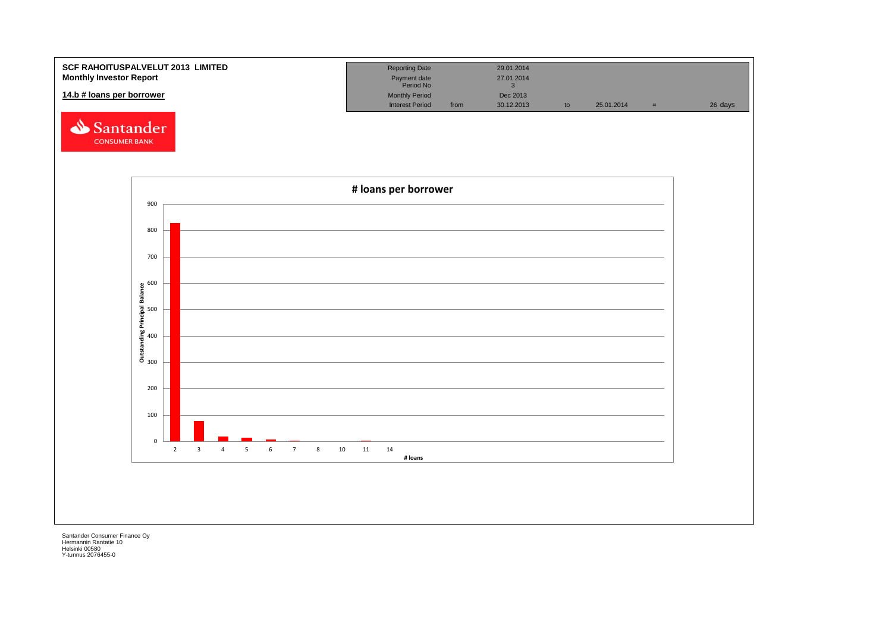**SCF RAHOITUSPALVELUT 2013 LIMITED**
**Monthly Investor Report**

**14.b # loans per borrower**

| Reporting Date | | 29.01.2014 | | | | |
|---|---|---|---|---|---|---|
| Payment date | | 27.01.2014 | | | | |
| Period No | | 3 | | | | |
| Monthly Period | | Dec 2013 | | | | |
| Interest Period | from | 30.12.2013 | to | 25.01.2014 | = | 26 days |

Santander CONSUMER BANK

**# loans per borrower**

Outstanding Principal Balance

# loans: 2, 3, 4, 5, 6, 7, 8, 10, 11, 14

Santander Consumer Finance Oy
Hermannin Rantatie 10
Helsinki 00580
Y-tunnus 2076455-0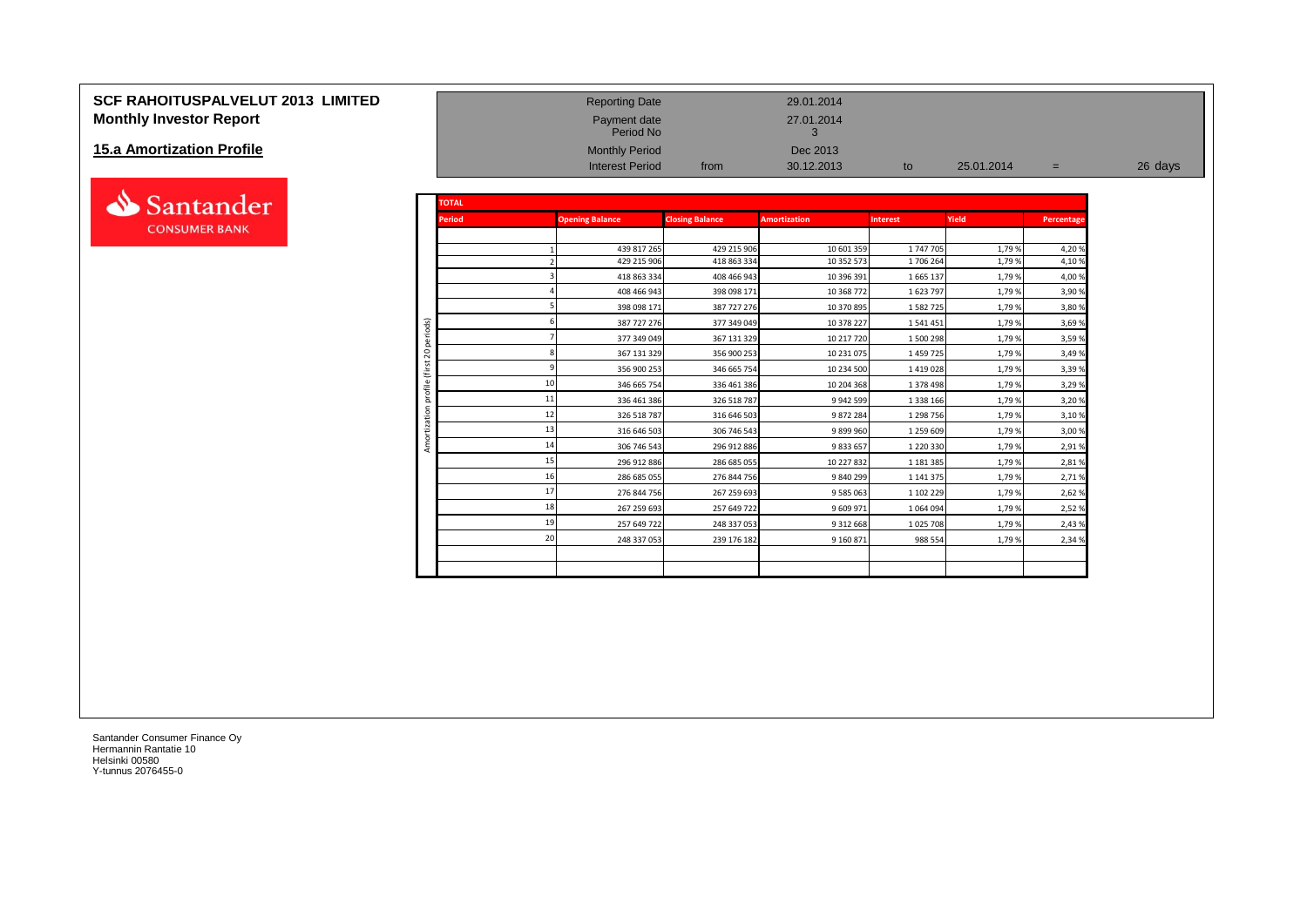# SCF RAHOITUSPALVELUT 2013 LIMITED

## Monthly Investor Report

## 15.a Amortization Profile

| | | | | | | |
|---|---|---|---|---|---|---|
| Reporting Date | | 29.01.2014 | | | | |
| Payment date | | 27.01.2014 | | | | |
| Period No | | 3 | | | | |
| Monthly Period | | Dec 2013 | | | | |
| Interest Period | from | 30.12.2013 | to | 25.01.2014 | = | 26 days |

**TOTAL** — Amortization profile (first 20 periods)

| Period | Opening Balance | Closing Balance | Amortization | Interest | Yield | Percentage |
|---|---|---|---|---|---|---|
| 1 | 439 817 265 | 429 215 906 | 10 601 359 | 1 747 705 | 1,79 % | 4,20 % |
| 2 | 429 215 906 | 418 863 334 | 10 352 573 | 1 706 264 | 1,79 % | 4,10 % |
| 3 | 418 863 334 | 408 466 943 | 10 396 391 | 1 665 137 | 1,79 % | 4,00 % |
| 4 | 408 466 943 | 398 098 171 | 10 368 772 | 1 623 797 | 1,79 % | 3,90 % |
| 5 | 398 098 171 | 387 727 276 | 10 370 895 | 1 582 725 | 1,79 % | 3,80 % |
| 6 | 387 727 276 | 377 349 049 | 10 378 227 | 1 541 451 | 1,79 % | 3,69 % |
| 7 | 377 349 049 | 367 131 329 | 10 217 720 | 1 500 298 | 1,79 % | 3,59 % |
| 8 | 367 131 329 | 356 900 253 | 10 231 075 | 1 459 725 | 1,79 % | 3,49 % |
| 9 | 356 900 253 | 346 665 754 | 10 234 500 | 1 419 028 | 1,79 % | 3,39 % |
| 10 | 346 665 754 | 336 461 386 | 10 204 368 | 1 378 498 | 1,79 % | 3,29 % |
| 11 | 336 461 386 | 326 518 787 | 9 942 599 | 1 338 166 | 1,79 % | 3,20 % |
| 12 | 326 518 787 | 316 646 503 | 9 872 284 | 1 298 756 | 1,79 % | 3,10 % |
| 13 | 316 646 503 | 306 746 543 | 9 899 960 | 1 259 609 | 1,79 % | 3,00 % |
| 14 | 306 746 543 | 296 912 886 | 9 833 657 | 1 220 330 | 1,79 % | 2,91 % |
| 15 | 296 912 886 | 286 685 055 | 10 227 832 | 1 181 385 | 1,79 % | 2,81 % |
| 16 | 286 685 055 | 276 844 756 | 9 840 299 | 1 141 375 | 1,79 % | 2,71 % |
| 17 | 276 844 756 | 267 259 693 | 9 585 063 | 1 102 229 | 1,79 % | 2,62 % |
| 18 | 267 259 693 | 257 649 722 | 9 609 971 | 1 064 094 | 1,79 % | 2,52 % |
| 19 | 257 649 722 | 248 337 053 | 9 312 668 | 1 025 708 | 1,79 % | 2,43 % |
| 20 | 248 337 053 | 239 176 182 | 9 160 871 | 988 554 | 1,79 % | 2,34 % |

Santander Consumer Finance Oy
Hermannin Rantatie 10
Helsinki 00580
Y-tunnus 2076455-0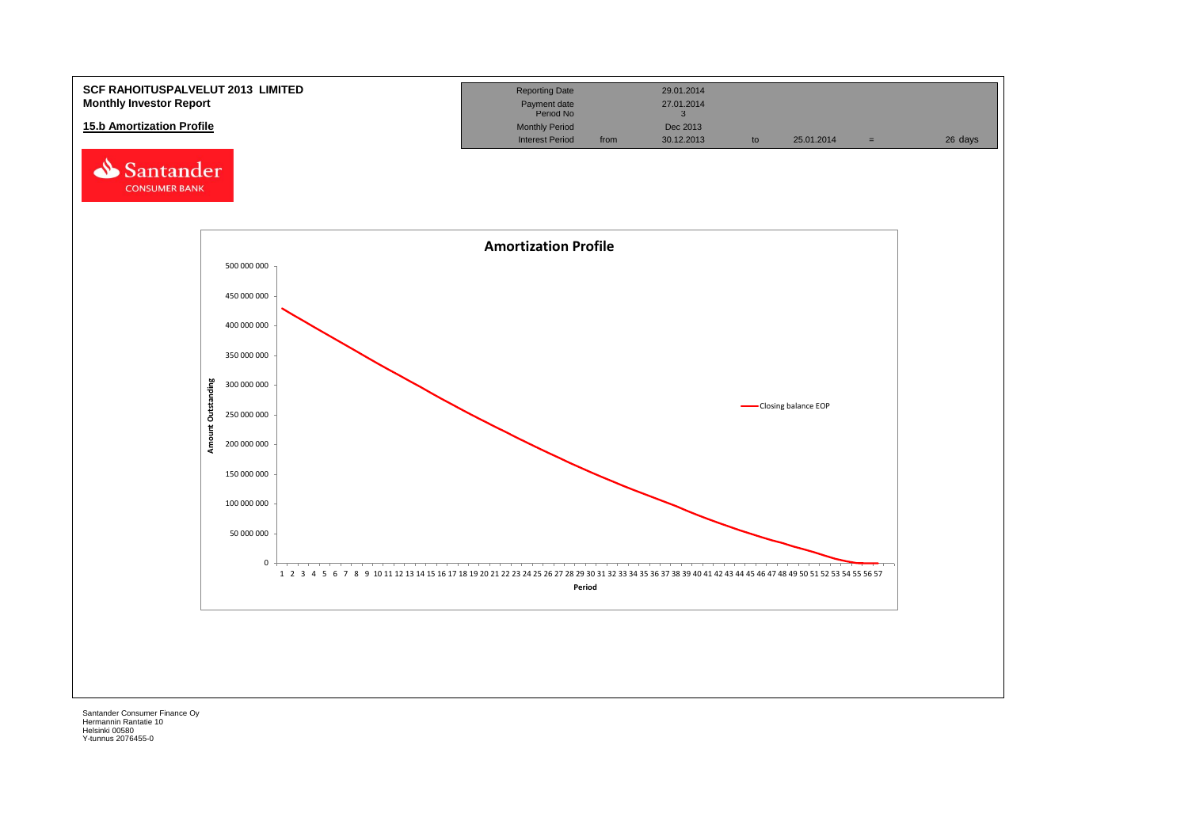**SCF RAHOITUSPALVELUT 2013 LIMITED**
**Monthly Investor Report**

**15.b Amortization Profile**

| | | | | | | |
|---|---|---|---|---|---|---|
| Reporting Date | | 29.01.2014 | | | | |
| Payment date | | 27.01.2014 | | | | |
| Period No | | 3 | | | | |
| Monthly Period | | Dec 2013 | | | | |
| Interest Period | from | 30.12.2013 | to | 25.01.2014 | = | 26 days |

Santander CONSUMER BANK

**Amortization Profile**

Amount Outstanding: 0 – 500 000 000

Period: 1 – 57

Closing balance EOP

Santander Consumer Finance Oy
Hermannin Rantatie 10
Helsinki 00580
Y-tunnus 2076455-0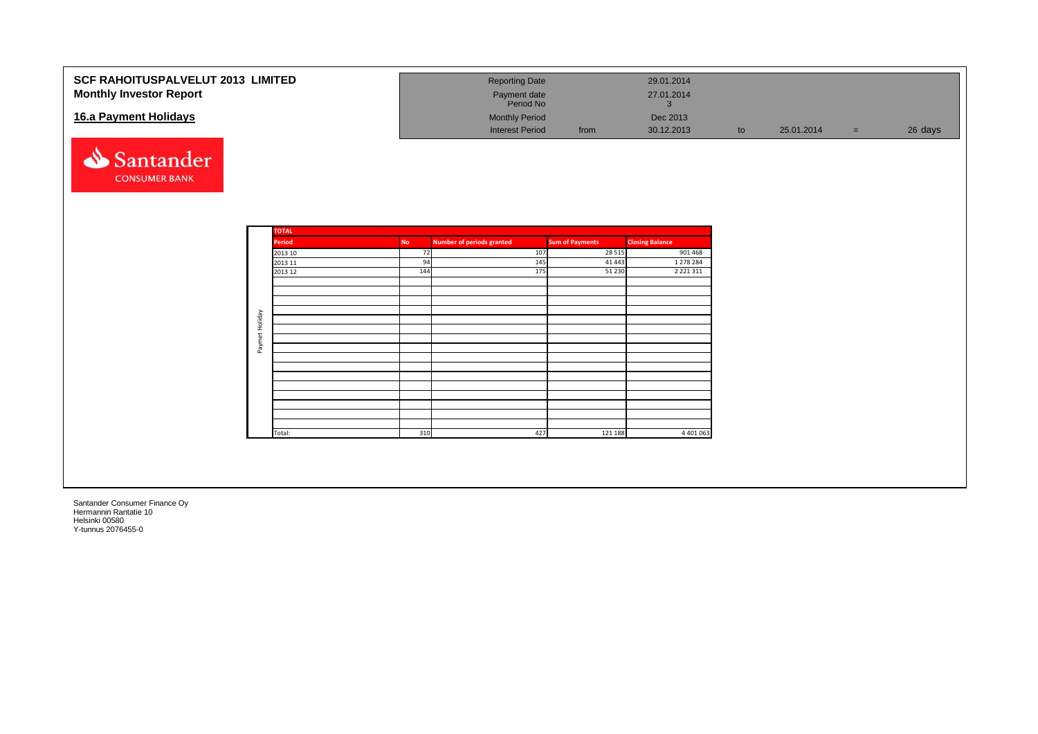# SCF RAHOITUSPALVELUT 2013 LIMITED
## Monthly Investor Report

### 16.a Payment Holidays

| | | | | | | |
|---|---|---|---|---|---|---|
| Reporting Date | | 29.01.2014 | | | | |
| Payment date | | 27.01.2014 | | | | |
| Period No | | 3 | | | | |
| Monthly Period | | Dec 2013 | | | | |
| Interest Period | from | 30.12.2013 | to | 25.01.2014 | = | 26 days |

Santander CONSUMER BANK

**TOTAL**

| | Period | No | Number of periods granted | Sum of Payments | Closing Balance |
|---|---|---|---|---|---|
| Paymet Holiday | 2013 10 | 72 | 107 | 28 515 | 901 468 |
| | 2013 11 | 94 | 145 | 41 443 | 1 278 284 |
| | 2013 12 | 144 | 175 | 51 230 | 2 221 311 |
| | Total: | 310 | 427 | 121 188 | 4 401 063 |

Santander Consumer Finance Oy
Hermannin Rantatie 10
Helsinki 00580
Y-tunnus 2076455-0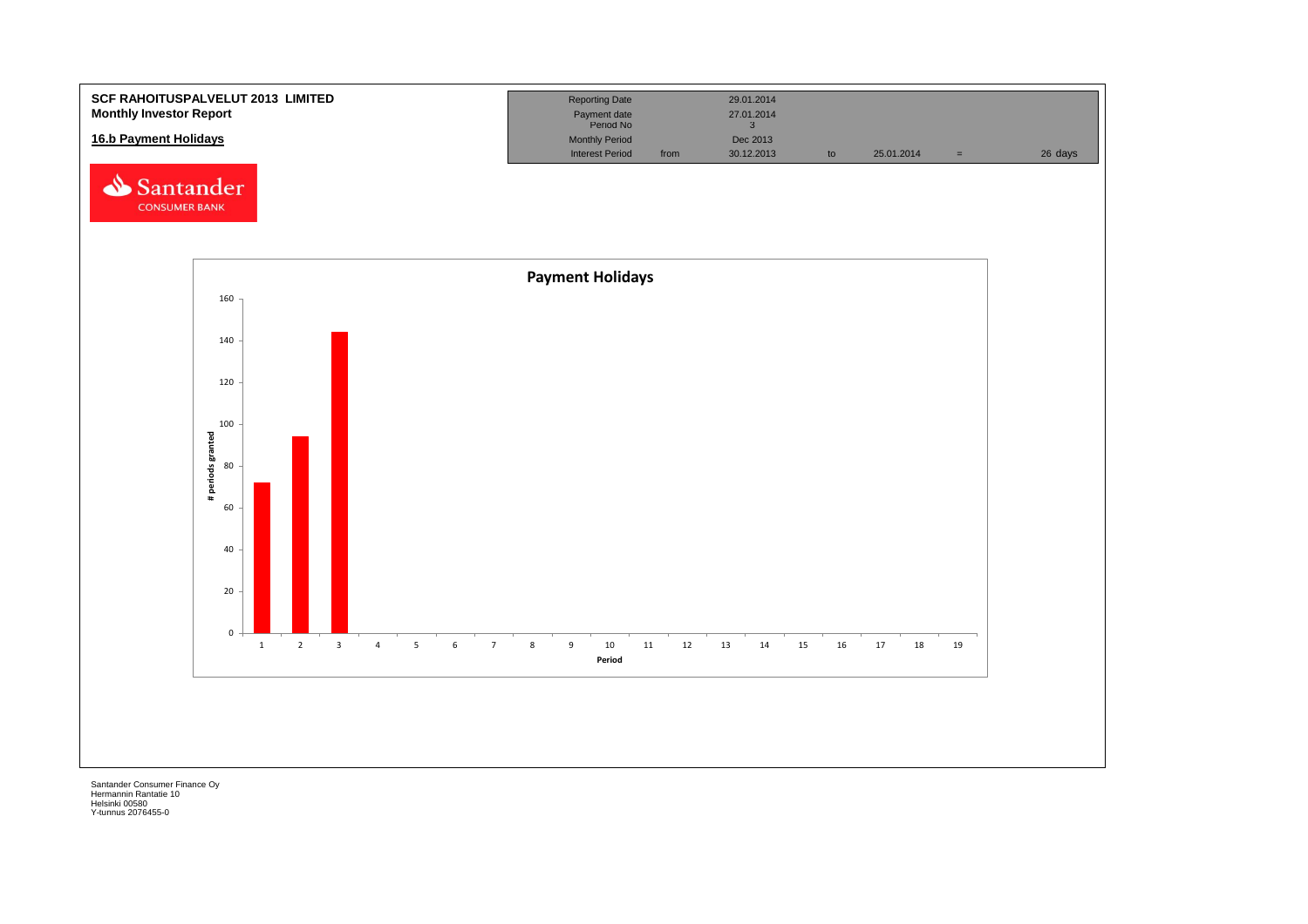**SCF RAHOITUSPALVELUT 2013 LIMITED**
**Monthly Investor Report**

**16.b Payment Holidays**

| Reporting Date | | 29.01.2014 | | | | |
|---|---|---|---|---|---|---|
| Payment date | | 27.01.2014 | | | | |
| Period No | | 3 | | | | |
| Monthly Period | | Dec 2013 | | | | |
| Interest Period | from | 30.12.2013 | to | 25.01.2014 | = | 26 days |

**Payment Holidays**

| Period | # periods granted |
|---|---|
| 1 | 72 |
| 2 | 94 |
| 3 | 144 |
| 4 | |
| 5 | |
| 6 | |
| 7 | |
| 8 | |
| 9 | |
| 10 | |
| 11 | |
| 12 | |
| 13 | |
| 14 | |
| 15 | |
| 16 | |
| 17 | |
| 18 | |
| 19 | |

Santander Consumer Finance Oy
Hermannin Rantatie 10
Helsinki 00580
Y-tunnus 2076455-0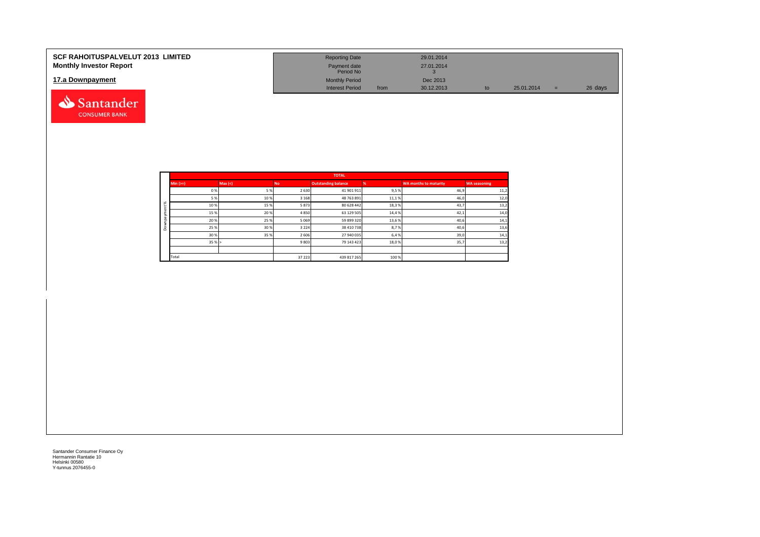**SCF RAHOITUSPALVELUT 2013 LIMITED**
**Monthly Investor Report**

## 17.a Downpayment

| | | | | | | |
|---|---|---|---|---|---|---|
| Reporting Date | | 29.01.2014 | | | | |
| Payment date | | 27.01.2014 | | | | |
| Period No | | 3 | | | | |
| Monthly Period | | Dec 2013 | | | | |
| Interest Period | from | 30.12.2013 | to | 25.01.2014 | = | 26 days |

| | TOTAL | | | | | | |
|---|---|---|---|---|---|---|---|
| | Min (>=) | Max (<) | No | Outstanding balance | % | WA months to maturity | WA seasoning |
| Downpayment % | 0 % | 5 % | 2 630 | 41 901 911 | 9,5 % | 46,9 | 11,2 |
| | 5 % | 10 % | 3 168 | 48 763 891 | 11,1 % | 46,0 | 12,0 |
| | 10 % | 15 % | 5 873 | 80 628 442 | 18,3 % | 43,7 | 13,2 |
| | 15 % | 20 % | 4 850 | 63 129 505 | 14,4 % | 42,1 | 14,0 |
| | 20 % | 25 % | 5 069 | 59 899 320 | 13,6 % | 40,6 | 14,1 |
| | 25 % | 30 % | 3 224 | 38 410 738 | 8,7 % | 40,6 | 13,6 |
| | 30 % | 35 % | 2 606 | 27 940 035 | 6,4 % | 39,0 | 14,1 |
| | 35 % | > | 9 803 | 79 143 423 | 18,0 % | 35,7 | 13,2 |
| | | | | | | | |
| | Total | | 37 223 | 439 817 265 | 100 % | | |

Santander Consumer Finance Oy
Hermannin Rantatie 10
Helsinki 00580
Y-tunnus 2076455-0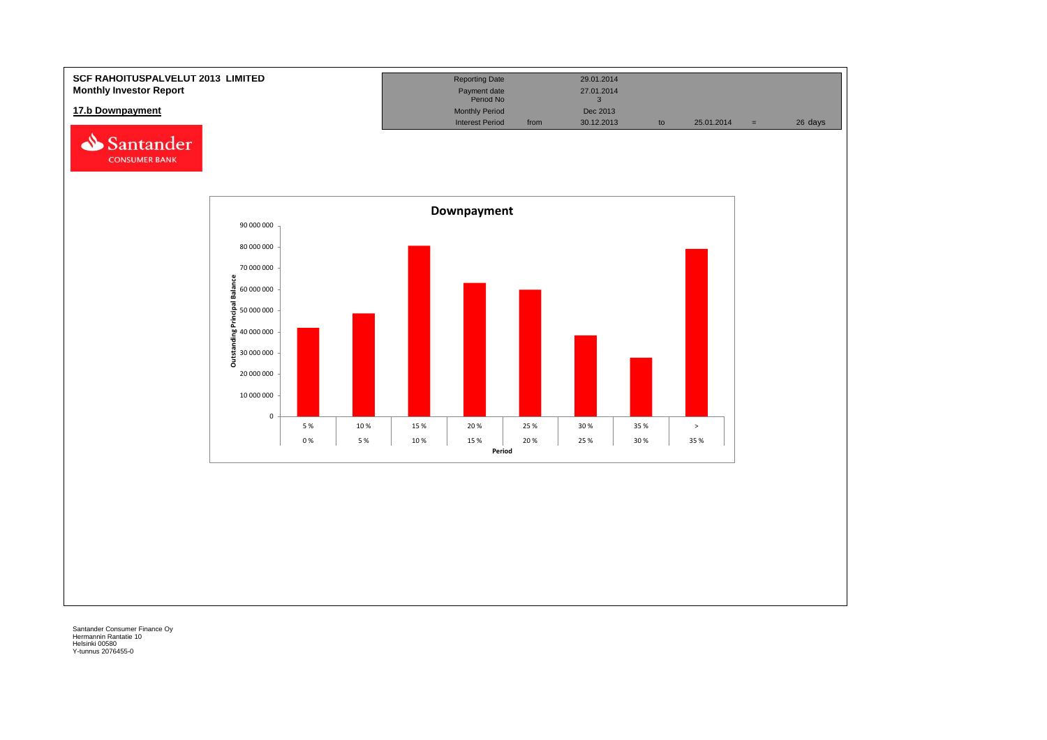**SCF RAHOITUSPALVELUT 2013 LIMITED**
**Monthly Investor Report**

## 17.b Downpayment

| Reporting Date | | 29.01.2014 | | | | |
|---|---|---|---|---|---|---|
| Payment date | | 27.01.2014 | | | | |
| Period No | | 3 | | | | |
| Monthly Period | | Dec 2013 | | | | |
| Interest Period | from | 30.12.2013 | to | 25.01.2014 | = | 26 days |

Santander CONSUMER BANK

**Downpayment**

| Period | Outstanding Principal Balance (approx.) |
|---|---|
| 0 % - 5 % | 42 000 000 |
| 5 % - 10 % | 48 500 000 |
| 10 % - 15 % | 80 500 000 |
| 15 % - 20 % | 63 000 000 |
| 20 % - 25 % | 60 000 000 |
| 25 % - 30 % | 38 500 000 |
| 30 % - 35 % | 28 000 000 |
| > 35 % | 79 000 000 |

Santander Consumer Finance Oy
Hermannin Rantatie 10
Helsinki 00580
Y-tunnus 2076455-0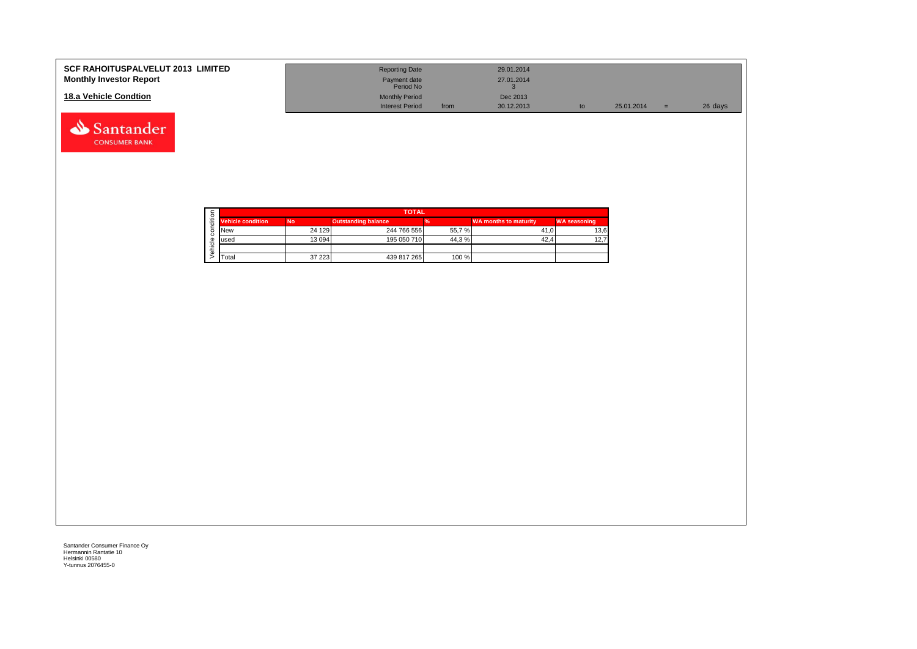**SCF RAHOITUSPALVELUT 2013 LIMITED**
**Monthly Investor Report**

## 18.a Vehicle Condtion

| | | | | | | |
|---|---|---|---|---|---|---|
| Reporting Date | | 29.01.2014 | | | | |
| Payment date | | 27.01.2014 | | | | |
| Period No | | 3 | | | | |
| Monthly Period | | Dec 2013 | | | | |
| Interest Period | from | 30.12.2013 | to | 25.01.2014 | = | 26 days |

| | TOTAL | | | | | |
|---|---|---|---|---|---|---|
| | **Vehicle condition** | **No** | **Outstanding balance** | **%** | **WA months to maturity** | **WA seasoning** |
| Vehicle condition | New | 24 129 | 244 766 556 | 55,7 % | 41,0 | 13,6 |
| | used | 13 094 | 195 050 710 | 44,3 % | 42,4 | 12,7 |
| | | | | | | |
| | Total | 37 223 | 439 817 265 | 100 % | | |

Santander Consumer Finance Oy
Hermannin Rantatie 10
Helsinki 00580
Y-tunnus 2076455-0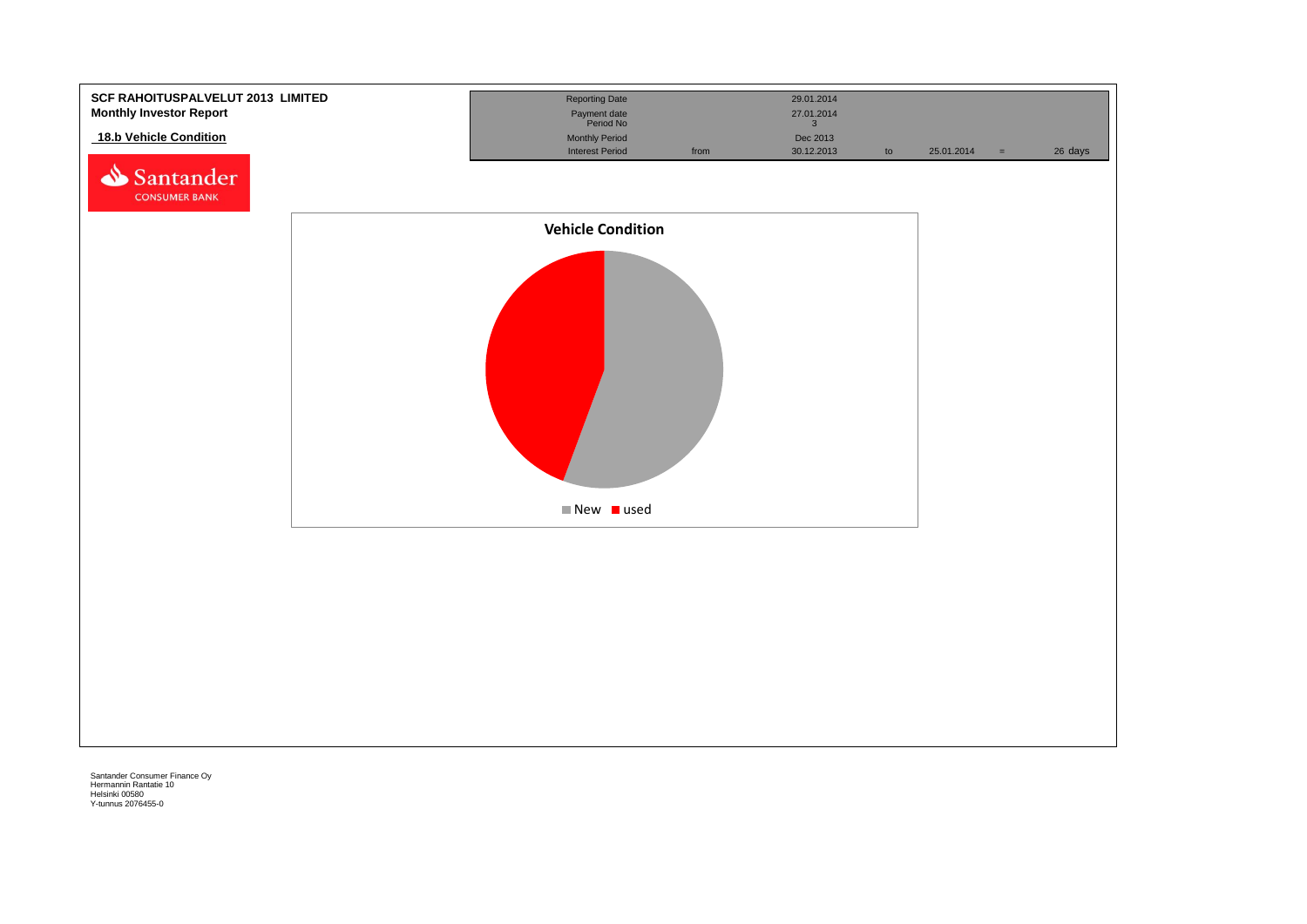**SCF RAHOITUSPALVELUT 2013 LIMITED**
**Monthly Investor Report**

## 18.b Vehicle Condition

| Reporting Date | | 29.01.2014 | | | | |
|---|---|---|---|---|---|---|
| Payment date | | 27.01.2014 | | | | |
| Period No | | 3 | | | | |
| Monthly Period | | Dec 2013 | | | | |
| Interest Period | from | 30.12.2013 | to | 25.01.2014 | = | 26 days |

**Vehicle Condition**

New | used

Santander Consumer Finance Oy
Hermannin Rantatie 10
Helsinki 00580
Y-tunnus 2076455-0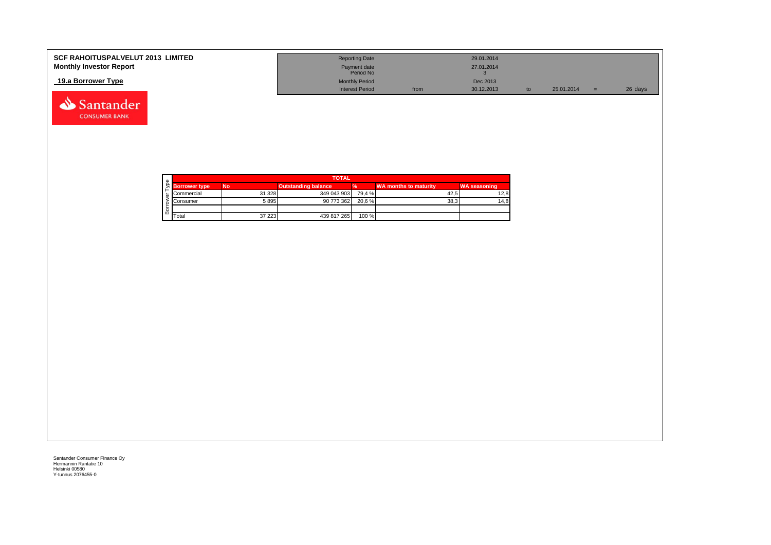**SCF RAHOITUSPALVELUT 2013 LIMITED**
**Monthly Investor Report**

## 19.a Borrower Type

| | | | | | | |
|---|---|---|---|---|---|---|
| Reporting Date | | 29.01.2014 | | | | |
| Payment date<br>Period No | | 27.01.2014<br>3 | | | | |
| Monthly Period | | Dec 2013 | | | | |
| Interest Period | from | 30.12.2013 | to | 25.01.2014 | = | 26 days |

Santander CONSUMER BANK

| TOTAL | | | | | |
|---|---|---|---|---|---|
| Borrower type | No | Outstanding balance | % | WA months to maturity | WA seasoning |
| Commercial | 31 328 | 349 043 903 | 79,4 % | 42,5 | 12,8 |
| Consumer | 5 895 | 90 773 362 | 20,6 % | 38,3 | 14,8 |
| | | | | | |
| Total | 37 223 | 439 817 265 | 100 % | | |

Santander Consumer Finance Oy
Hermannin Rantatie 10
Helsinki 00580
Y-tunnus 2076455-0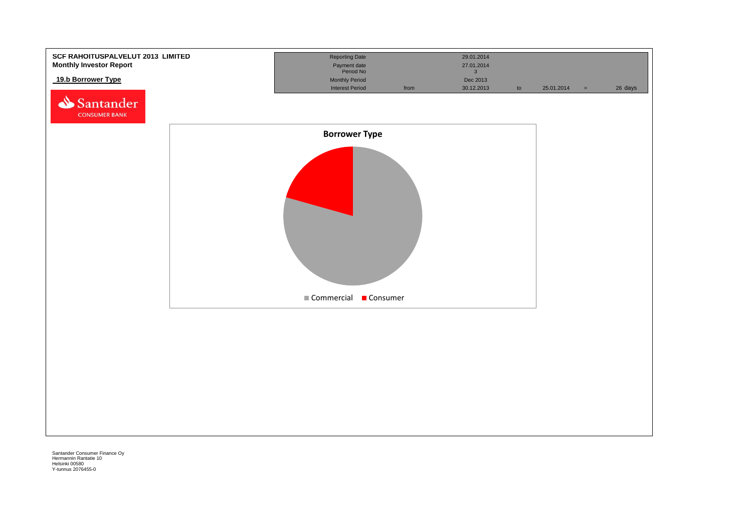**SCF RAHOITUSPALVELUT 2013 LIMITED**
**Monthly Investor Report**

**19.b Borrower Type**

| Reporting Date | | 29.01.2014 | | | | |
|---|---|---|---|---|---|---|
| Payment date | | 27.01.2014 | | | | |
| Period No | | 3 | | | | |
| Monthly Period | | Dec 2013 | | | | |
| Interest Period | from | 30.12.2013 | to | 25.01.2014 | = | 26 days |

**Borrower Type**

Commercial ■ Consumer ■

Santander Consumer Finance Oy
Hermannin Rantatie 10
Helsinki 00580
Y-tunnus 2076455-0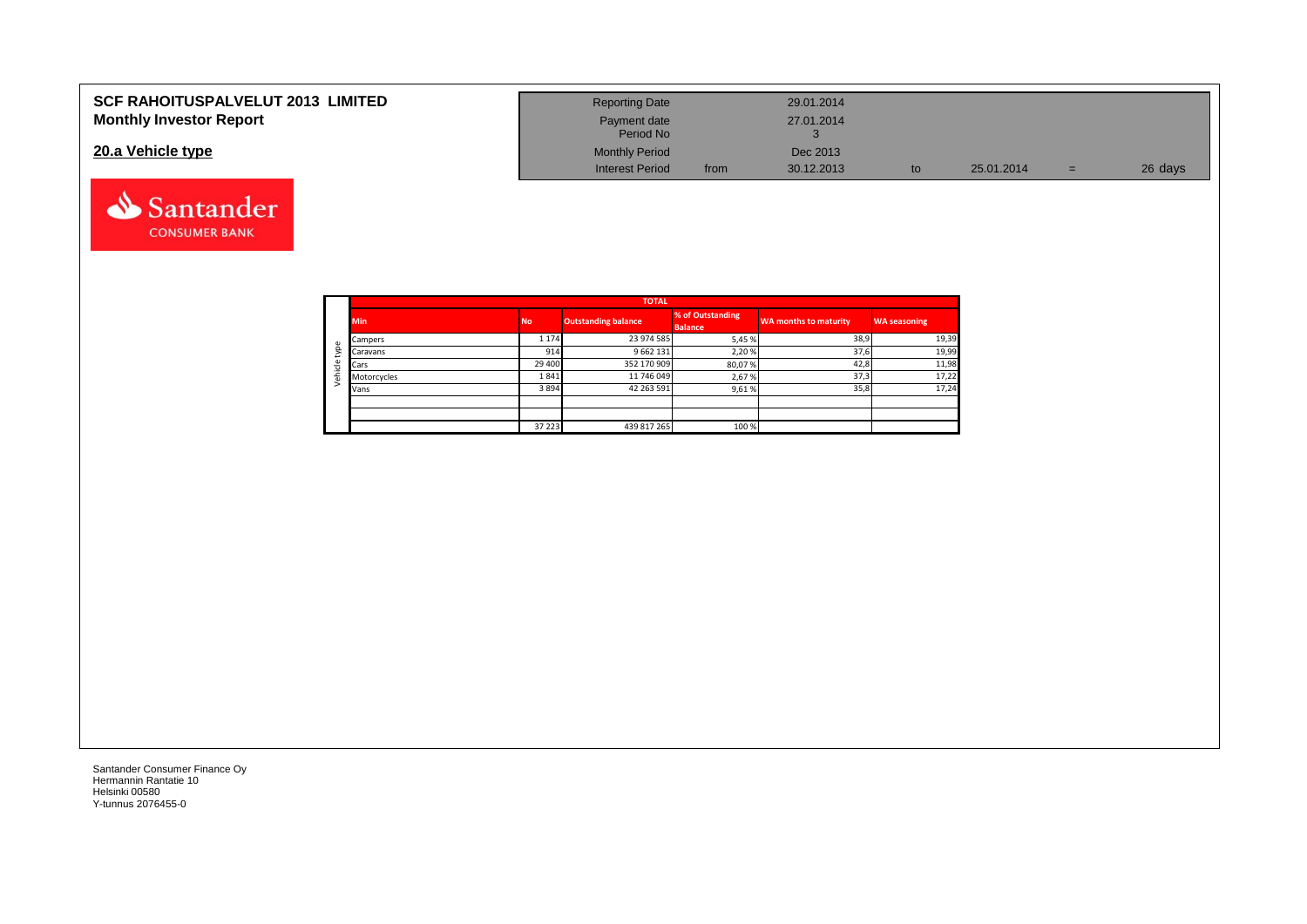# SCF RAHOITUSPALVELUT 2013 LIMITED
## Monthly Investor Report

| | | | | | | |
|---|---|---|---|---|---|---|
| Reporting Date | | 29.01.2014 | | | | |
| Payment date | | 27.01.2014 | | | | |
| Period No | | 3 | | | | |
| Monthly Period | | Dec 2013 | | | | |
| Interest Period | from | 30.12.2013 | to | 25.01.2014 | = | 26 days |

## 20.a Vehicle type

| | TOTAL | | | | | |
|---|---|---|---|---|---|---|
| | Min | No | Outstanding balance | % of Outstanding Balance | WA months to maturity | WA seasoning |
| Vehicle type | Campers | 1 174 | 23 974 585 | 5,45 % | 38,9 | 19,39 |
| | Caravans | 914 | 9 662 131 | 2,20 % | 37,6 | 19,99 |
| | Cars | 29 400 | 352 170 909 | 80,07 % | 42,8 | 11,98 |
| | Motorcycles | 1 841 | 11 746 049 | 2,67 % | 37,3 | 17,22 |
| | Vans | 3 894 | 42 263 591 | 9,61 % | 35,8 | 17,24 |
| | | | | | | |
| | | | | | | |
| | | 37 223 | 439 817 265 | 100 % | | |

Santander Consumer Finance Oy
Hermannin Rantatie 10
Helsinki 00580
Y-tunnus 2076455-0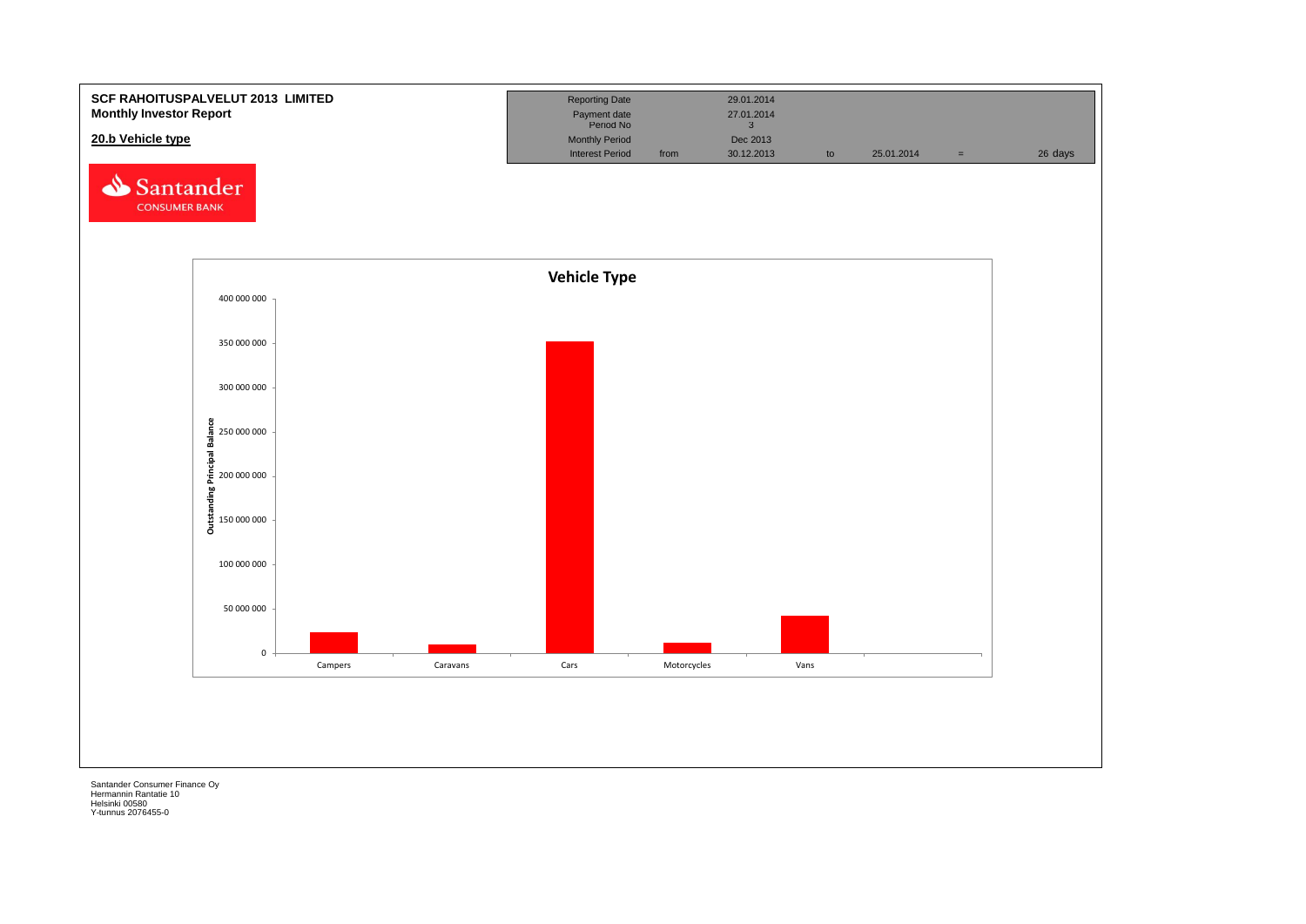**SCF RAHOITUSPALVELUT 2013 LIMITED**
**Monthly Investor Report**

**20.b Vehicle type**

| Reporting Date | | 29.01.2014 | | | | |
|---|---|---|---|---|---|---|
| Payment date | | 27.01.2014 | | | | |
| Period No | | 3 | | | | |
| Monthly Period | | Dec 2013 | | | | |
| Interest Period | from | 30.12.2013 | to | 25.01.2014 | = | 26 days |

Santander CONSUMER BANK

**Vehicle Type**

Outstanding Principal Balance

400 000 000
350 000 000
300 000 000
250 000 000
200 000 000
150 000 000
100 000 000
50 000 000
0

Campers | Caravans | Cars | Motorcycles | Vans

Santander Consumer Finance Oy
Hermannin Rantatie 10
Helsinki 00580
Y-tunnus 2076455-0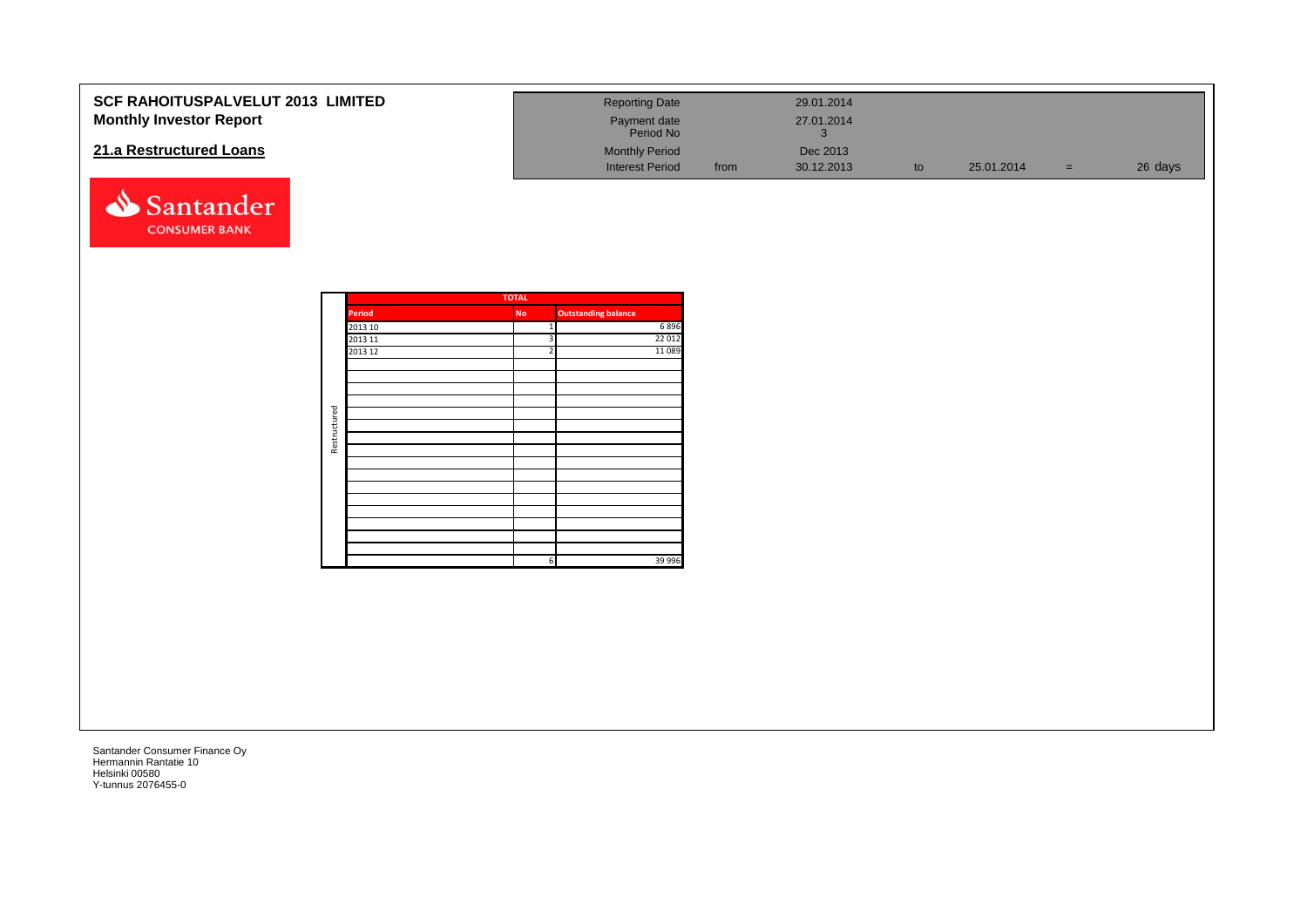**SCF RAHOITUSPALVELUT 2013 LIMITED**
**Monthly Investor Report**

## 21.a Restructured Loans

| | | | | | | |
|---|---|---|---|---|---|---|
| Reporting Date | | 29.01.2014 | | | | |
| Payment date | | 27.01.2014 | | | | |
| Period No | | 3 | | | | |
| Monthly Period | | Dec 2013 | | | | |
| Interest Period | from | 30.12.2013 | to | 25.01.2014 | = | 26 days |

Santander CONSUMER BANK

| | TOTAL | | |
|---|---|---|---|
| | Period | No | Outstanding balance |
| Restructured | 2013 10 | 1 | 6 896 |
| | 2013 11 | 3 | 22 012 |
| | 2013 12 | 2 | 11 089 |
| | | 6 | 39 996 |

Santander Consumer Finance Oy
Hermannin Rantatie 10
Helsinki 00580
Y-tunnus 2076455-0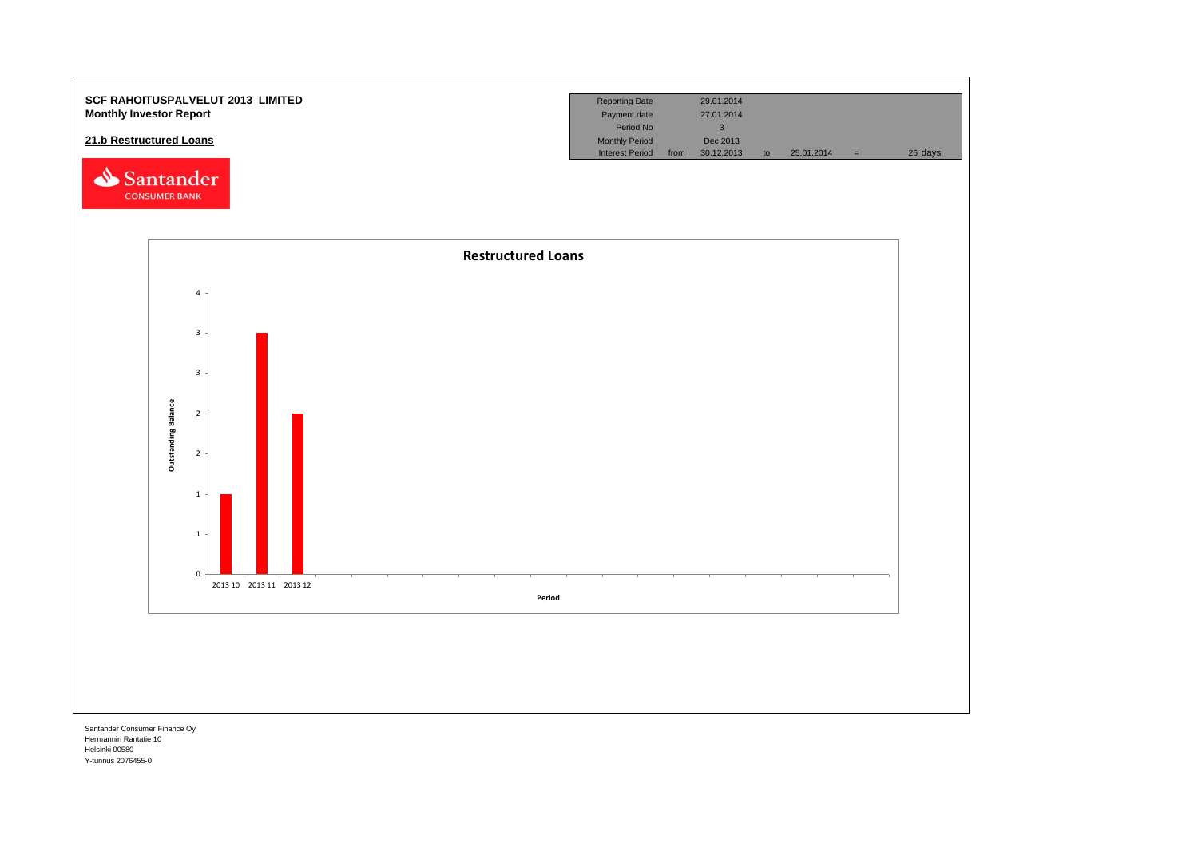**SCF RAHOITUSPALVELUT 2013 LIMITED**
**Monthly Investor Report**

**21.b Restructured Loans**

| Reporting Date | | 29.01.2014 | | | | |
|---|---|---|---|---|---|---|
| Payment date | | 27.01.2014 | | | | |
| Period No | | 3 | | | | |
| Monthly Period | | Dec 2013 | | | | |
| Interest Period | from | 30.12.2013 | to | 25.01.2014 | = | 26 days |

**Restructured Loans**

Outstanding Balance

4
3
3
2
2
1
1
0

2013 10 2013 11 2013 12

Period

Santander Consumer Finance Oy
Hermannin Rantatie 10
Helsinki 00580
Y-tunnus 2076455-0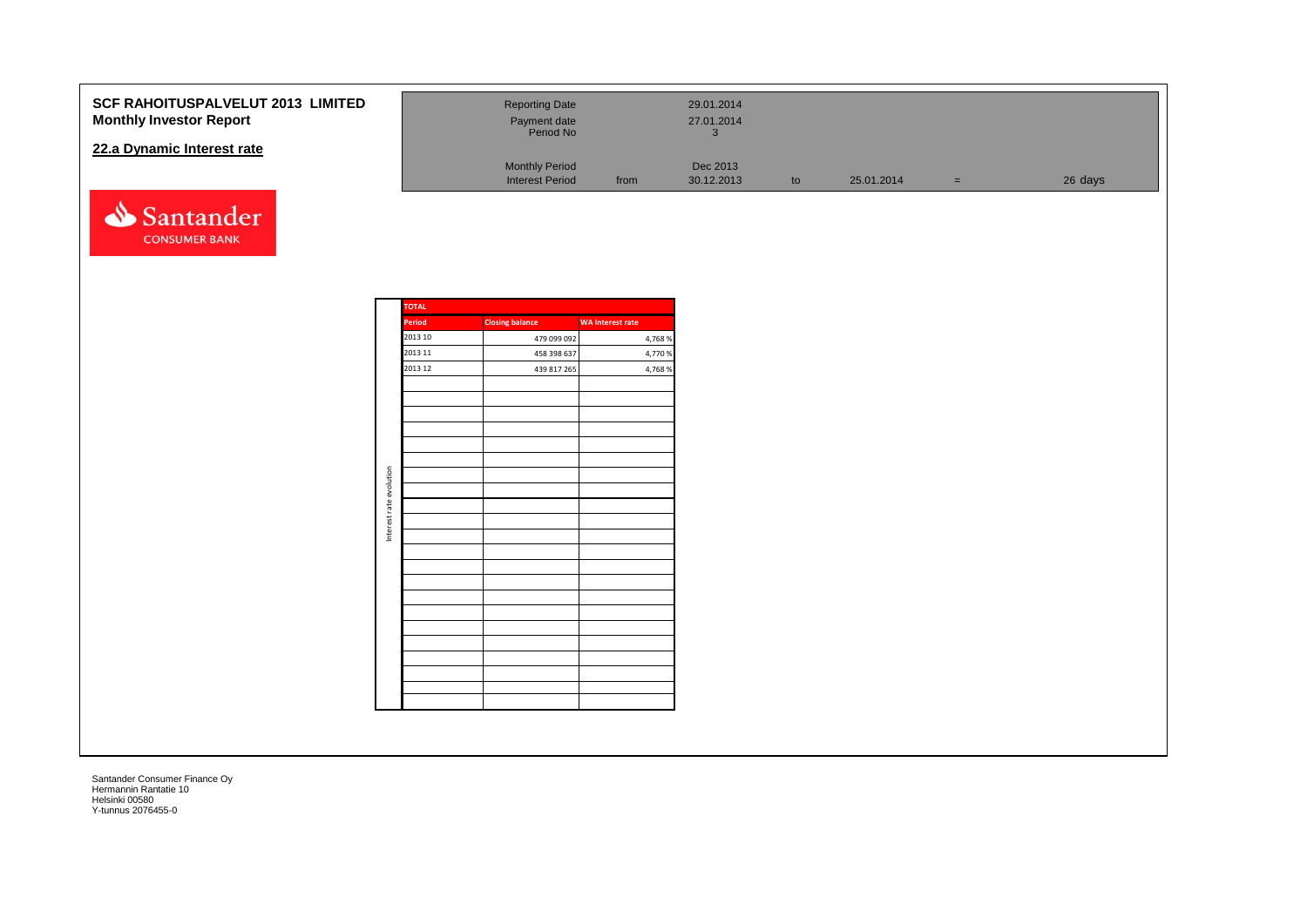**SCF RAHOITUSPALVELUT 2013 LIMITED**
**Monthly Investor Report**

## 22.a Dynamic Interest rate

| | | | | | | | |
|---|---|---|---|---|---|---|---|
| Reporting Date | | 29.01.2014 | | | | | |
| Payment date | | 27.01.2014 | | | | | |
| Period No | | 3 | | | | | |
| Monthly Period | | Dec 2013 | | | | | |
| Interest Period | from | 30.12.2013 | to | 25.01.2014 | = | 26 days | |

Interest rate evolution

| TOTAL | | |
|---|---|---|
| Period | Closing balance | WA Interest rate |
| 2013 10 | 479 099 092 | 4,768 % |
| 2013 11 | 458 398 637 | 4,770 % |
| 2013 12 | 439 817 265 | 4,768 % |

Santander Consumer Finance Oy
Hermannin Rantatie 10
Helsinki 00580
Y-tunnus 2076455-0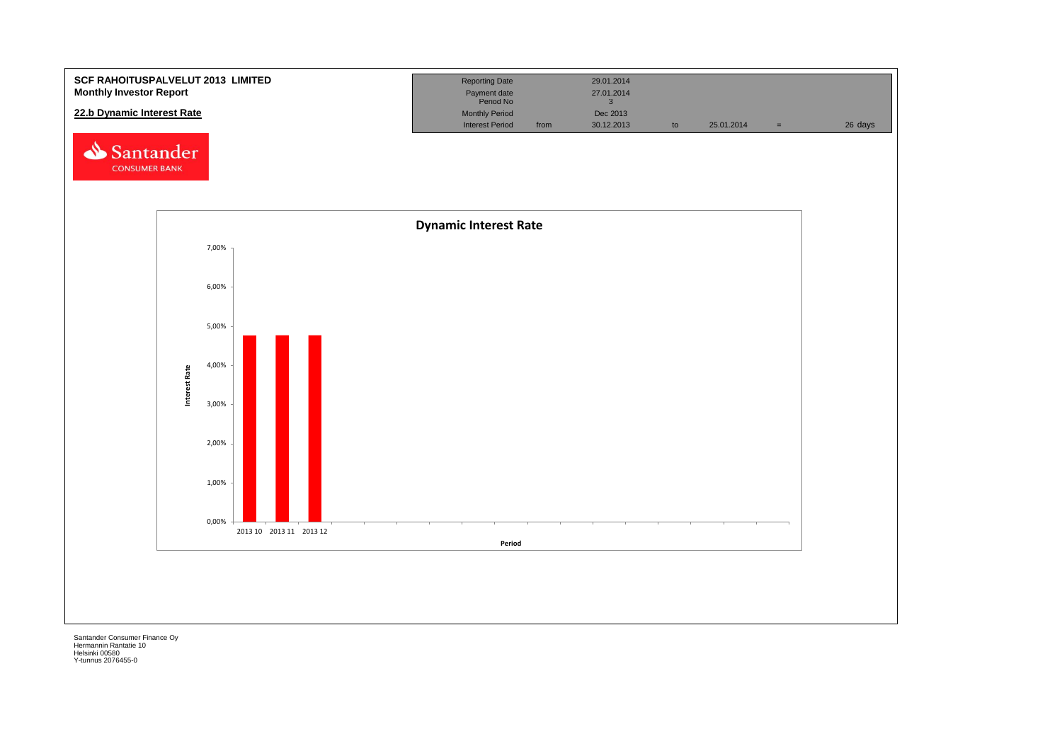**SCF RAHOITUSPALVELUT 2013 LIMITED**
**Monthly Investor Report**

**22.b Dynamic Interest Rate**

| Reporting Date | | 29.01.2014 | | | | |
|---|---|---|---|---|---|---|
| Payment date | | 27.01.2014 | | | | |
| Period No | | 3 | | | | |
| Monthly Period | | Dec 2013 | | | | |
| Interest Period | from | 30.12.2013 | to | 25.01.2014 | = | 26 days |

Santander CONSUMER BANK

**Dynamic Interest Rate**

Interest Rate

7,00%
6,00%
5,00%
4,00%
3,00%
2,00%
1,00%
0,00%

2013 10 2013 11 2013 12

Period

Santander Consumer Finance Oy
Hermannin Rantatie 10
Helsinki 00580
Y-tunnus 2076455-0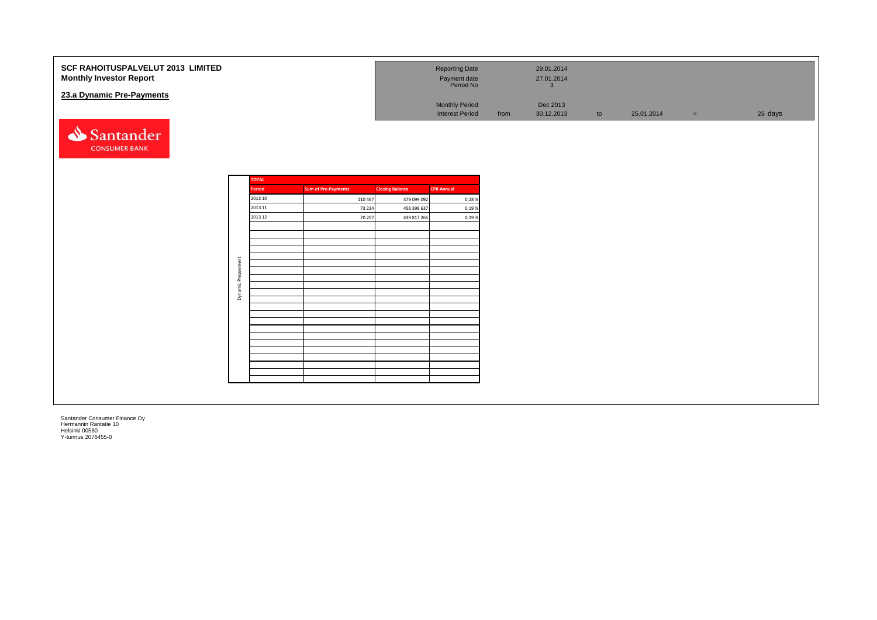# SCF RAHOITUSPALVELUT 2013 LIMITED
**Monthly Investor Report**

## 23.a Dynamic Pre-Payments

| | | | | | | | |
|---|---|---|---|---|---|---|---|
| Reporting Date | | 29.01.2014 | | | | | |
| Payment date | | 27.01.2014 | | | | | |
| Period No | | 3 | | | | | |
| Monthly Period | | Dec 2013 | | | | | |
| Interest Period | from | 30.12.2013 | to | 25.01.2014 | = | 26 days | |

Santander CONSUMER BANK

**TOTAL** – Dynamic Prepayment

| Period | Sum of Pre-Payments | Closing Balance | CPR Annual |
|---|---|---|---|
| 2013 10 | 110 467 | 479 099 092 | 0,28 % |
| 2013 11 | 73 234 | 458 398 637 | 0,19 % |
| 2013 12 | 70 207 | 439 817 265 | 0,19 % |

Santander Consumer Finance Oy
Hermannin Rantatie 10
Helsinki 00580
Y-tunnus 2076455-0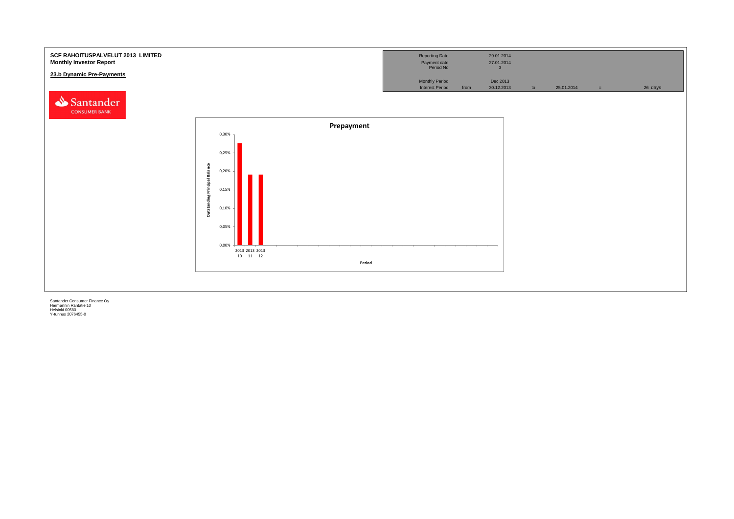**SCF RAHOITUSPALVELUT 2013 LIMITED**
**Monthly Investor Report**

**23.b Dynamic Pre-Payments**

| Reporting Date | | 29.01.2014 | | | | |
|---|---|---|---|---|---|---|
| Payment date | | 27.01.2014 | | | | |
| Period No | | 3 | | | | |
| Monthly Period | | Dec 2013 | | | | |
| Interest Period | from | 30.12.2013 | to | 25.01.2014 | = | 26 days |

Santander CONSUMER BANK

**Prepayment**

Outstanding Principal Balance

0,30%
0,25%
0,20%
0,15%
0,10%
0,05%
0,00%

2013 10, 2013 11, 2013 12

Period

Santander Consumer Finance Oy
Hermannin Rantatie 10
Helsinki 00580
Y-tunnus 2076455-0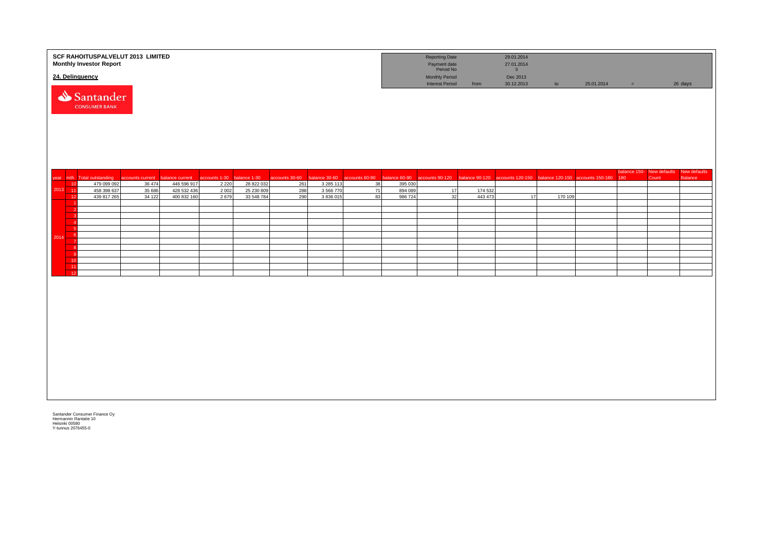**SCF RAHOITUSPALVELUT 2013 LIMITED**
**Monthly Investor Report**

**24. Delinquency**

| | | | | | |
|---|---|---|---|---|---|
| Reporting Date | | 29.01.2014 | | | |
| Payment date | | 27.01.2014 | | | |
| Period No | | 3 | | | |
| Monthly Period | | Dec 2013 | | | |
| Interest Period | from | 30.12.2013 | to | 25.01.2014 | = 26 days |

| year | mth | Total outstanding | accounts current | balance current | accounts 1-30 | balance 1-30 | accounts 30-60 | balance 30-60 | accounts 60-90 | balance 60-90 | accounts 90-120 | balance 90-120 | accounts 120-150 | balance 120-150 | accounts 150-180 | balance 150-180 | New defaults Count | New defaults Balance |
|---|---|---|---|---|---|---|---|---|---|---|---|---|---|---|---|---|---|---|
| 2013 | 10 | 479 099 092 | 36 474 | 446 596 917 | 2 220 | 28 822 032 | 261 | 3 285 113 | 38 | 395 030 | | | | | | | | |
| | 11 | 458 398 637 | 35 686 | 428 532 436 | 2 002 | 25 230 809 | 288 | 3 566 770 | 71 | 894 089 | 17 | 174 532 | | | | | | |
| | 12 | 439 817 265 | 34 122 | 400 832 160 | 2 679 | 33 548 784 | 290 | 3 836 015 | 83 | 986 724 | 32 | 443 473 | 17 | 170 109 | | | | |
| 2014 | 1 | | | | | | | | | | | | | | | | | |
| | 2 | | | | | | | | | | | | | | | | | |
| | 3 | | | | | | | | | | | | | | | | | |
| | 4 | | | | | | | | | | | | | | | | | |
| | 5 | | | | | | | | | | | | | | | | | |
| | 6 | | | | | | | | | | | | | | | | | |
| | 7 | | | | | | | | | | | | | | | | | |
| | 8 | | | | | | | | | | | | | | | | | |
| | 9 | | | | | | | | | | | | | | | | | |
| | 10 | | | | | | | | | | | | | | | | | |
| | 11 | | | | | | | | | | | | | | | | | |
| | 12 | | | | | | | | | | | | | | | | | |

Santander Consumer Finance Oy
Hermannin Rantatie 10
Helsinki 00580
Y-tunnus 2076455-0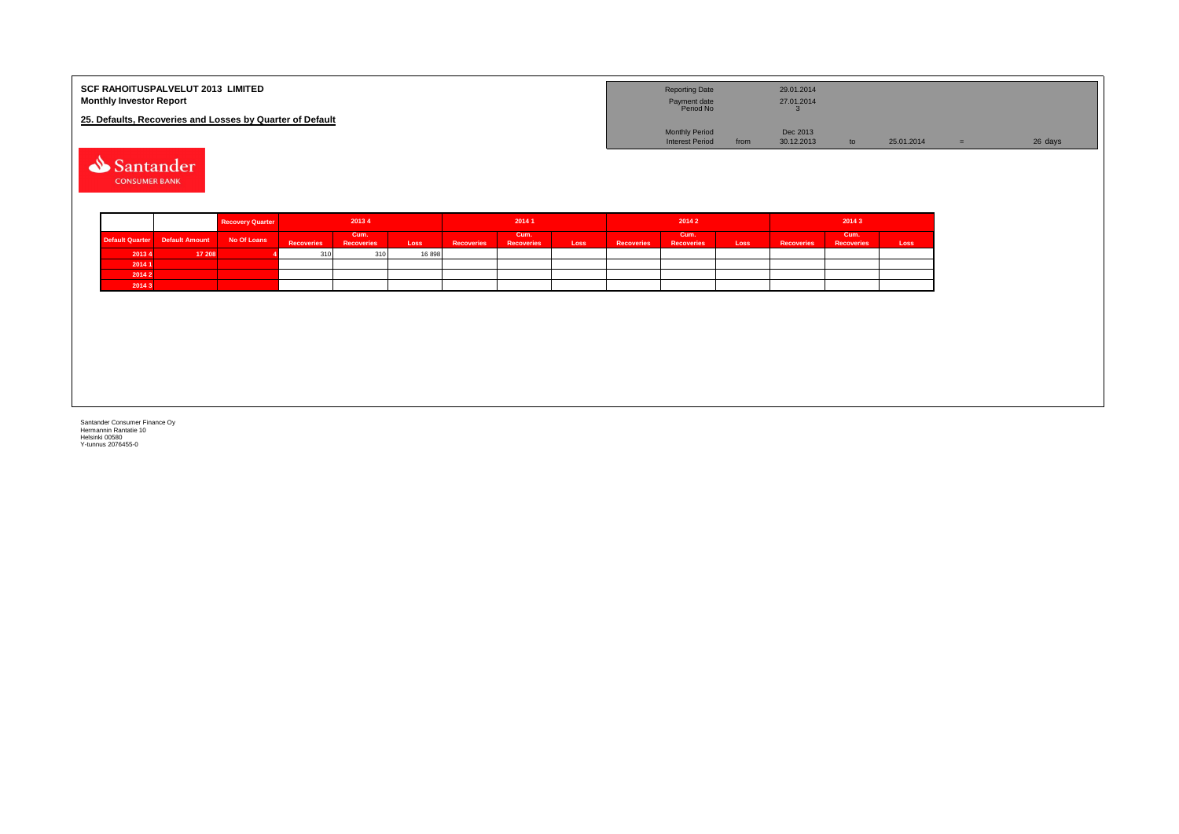**SCF RAHOITUSPALVELUT 2013 LIMITED**
**Monthly Investor Report**

**25. Defaults, Recoveries and Losses by Quarter of Default**

| | | | | | |
|---|---|---|---|---|---|
| Reporting Date | | 29.01.2014 | | | |
| Payment date | | 27.01.2014 | | | |
| Period No | | 3 | | | |
| Monthly Period | | Dec 2013 | | | |
| Interest Period | from | 30.12.2013 | to | 25.01.2014 | = 26 days |

Santander CONSUMER BANK

| | | Recovery Quarter | 2013 4 | | | 2014 1 | | | 2014 2 | | | 2014 3 | | |
|---|---|---|---|---|---|---|---|---|---|---|---|---|---|---|
| Default Quarter | Default Amount | No Of Loans | Recoveries | Cum. Recoveries | Loss | Recoveries | Cum. Recoveries | Loss | Recoveries | Cum. Recoveries | Loss | Recoveries | Cum. Recoveries | Loss |
| 2013 4 | 17 208 | 4 | 310 | 310 | 16 898 | | | | | | | | | |
| 2014 1 | | | | | | | | | | | | | | |
| 2014 2 | | | | | | | | | | | | | | |
| 2014 3 | | | | | | | | | | | | | | |

Santander Consumer Finance Oy
Hermannin Rantatie 10
Helsinki 00580
Y-tunnus 2076455-0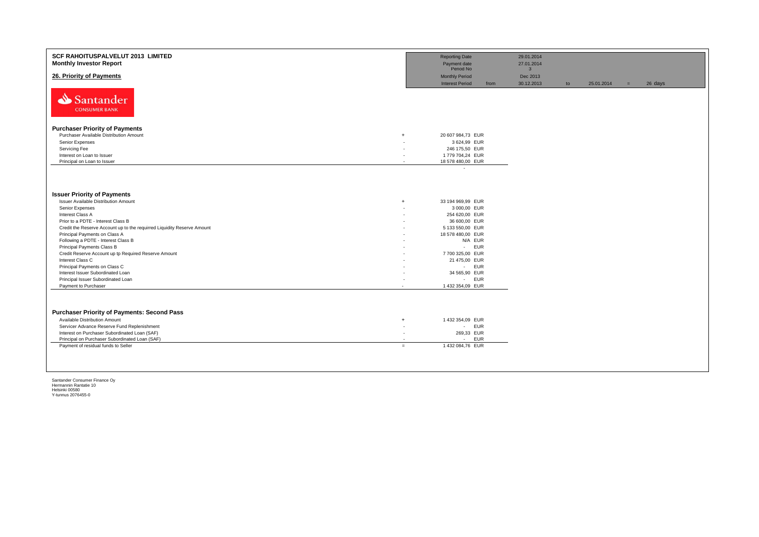**SCF RAHOITUSPALVELUT 2013 LIMITED**
**Monthly Investor Report**

**26. Priority of Payments**

| | | | | | | |
|---|---|---|---|---|---|---|
| Reporting Date | | 29.01.2014 | | | | |
| Payment date | | 27.01.2014 | | | | |
| Period No | | 3 | | | | |
| Monthly Period | | Dec 2013 | | | | |
| Interest Period | from | 30.12.2013 | to | 25.01.2014 | = | 26 days |

Santander CONSUMER BANK

### Purchaser Priority of Payments

| | | |
|---|---|---|
| Purchaser Available Distribution Amount | + | 20 607 984,73 EUR |
| Senior Expenses | - | 3 624,99 EUR |
| Servicing Fee | - | 246 175,50 EUR |
| Interest on Loan to Issuer | - | 1 779 704,24 EUR |
| Principal on Loan to Issuer | - | 18 578 480,00 EUR |
| | | - |

### Issuer Priority of Payments

| | | |
|---|---|---|
| Issuer Available Distribution Amount | + | 33 194 969,99 EUR |
| Senior Expenses | - | 3 000,00 EUR |
| Interest Class A | - | 254 620,00 EUR |
| Prior to a PDTE - Interest Class B | - | 36 600,00 EUR |
| Credit the Reserve Account up to the requirred Liquidity Reserve Amount | - | 5 133 550,00 EUR |
| Principal Payments on Class A | - | 18 578 480,00 EUR |
| Following a PDTE - Interest Class B | - | N/A EUR |
| Principal Payments Class B | - | - EUR |
| Credit Reserve Account up tp Required Reserve Amount | - | 7 700 325,00 EUR |
| Interest Class C | - | 21 475,00 EUR |
| Principal Payments on Class C | - | - EUR |
| Interest Issuer Subordinated Loan | - | 34 565,90 EUR |
| Principal Issuer Subordinated Loan | - | - EUR |
| Payment to Purchaser | - | 1 432 354,09 EUR |

### Purchaser Priority of Payments: Second Pass

| | | |
|---|---|---|
| Available Distribution Amount | + | 1 432 354,09 EUR |
| Servicer Advance Reserve Fund Replenishment | - | - EUR |
| Interest on Purchaser Subordinated Loan (SAF) | - | 269,33 EUR |
| Principal on Purchaser Subordinated Loan (SAF) | - | - EUR |
| Payment of residual funds to Seller | = | 1 432 084,76 EUR |

Santander Consumer Finance Oy
Hermannin Rantatie 10
Helsinki 00580
Y-tunnus 2076455-0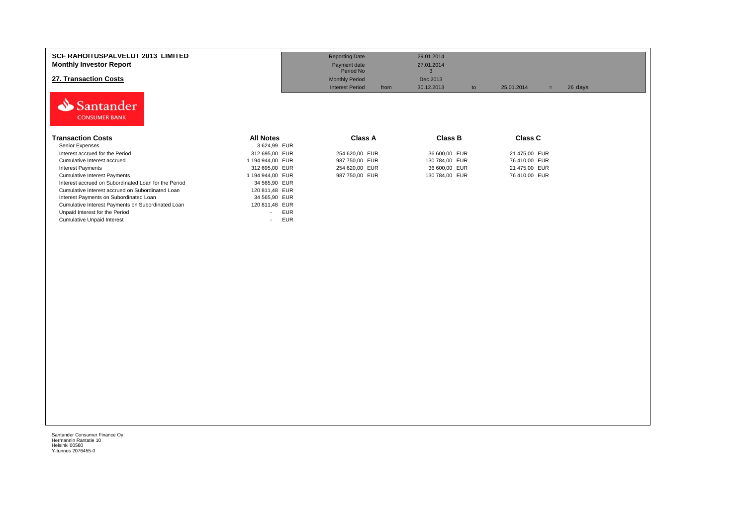**SCF RAHOITUSPALVELUT 2013 LIMITED**
**Monthly Investor Report**

## 27. Transaction Costs

| | | | | | | | |
|---|---|---|---|---|---|---|---|
| Reporting Date | | 29.01.2014 | | | | | |
| Payment date | | 27.01.2014 | | | | | |
| Period No | | 3 | | | | | |
| Monthly Period | | Dec 2013 | | | | | |
| Interest Period | from | 30.12.2013 | to | 25.01.2014 | = | 26 days | |

Santander CONSUMER BANK

| Transaction Costs | All Notes | | Class A | | Class B | | Class C | |
|---|---|---|---|---|---|---|---|---|
| Senior Expenses | 3 624,99 | EUR | | | | | | |
| Interest accrued for the Period | 312 695,00 | EUR | 254 620,00 | EUR | 36 600,00 | EUR | 21 475,00 | EUR |
| Cumulative Interest accrued | 1 194 944,00 | EUR | 987 750,00 | EUR | 130 784,00 | EUR | 76 410,00 | EUR |
| Interest Payments | 312 695,00 | EUR | 254 620,00 | EUR | 36 600,00 | EUR | 21 475,00 | EUR |
| Cumulative Interest Payments | 1 194 944,00 | EUR | 987 750,00 | EUR | 130 784,00 | EUR | 76 410,00 | EUR |
| Interest accrued on Subordinated Loan for the Period | 34 565,90 | EUR | | | | | | |
| Cumulative Interest accrued on Subordinated Loan | 120 811,48 | EUR | | | | | | |
| Interest Payments on Subordinated Loan | 34 565,90 | EUR | | | | | | |
| Cumulative Interest Payments on Subordinated Loan | 120 811,48 | EUR | | | | | | |
| Unpaid Interest for the Period | - | EUR | | | | | | |
| Cumulative Unpaid Interest | - | EUR | | | | | | |

Santander Consumer Finance Oy
Hermannin Rantatie 10
Helsinki 00580
Y-tunnus 2076455-0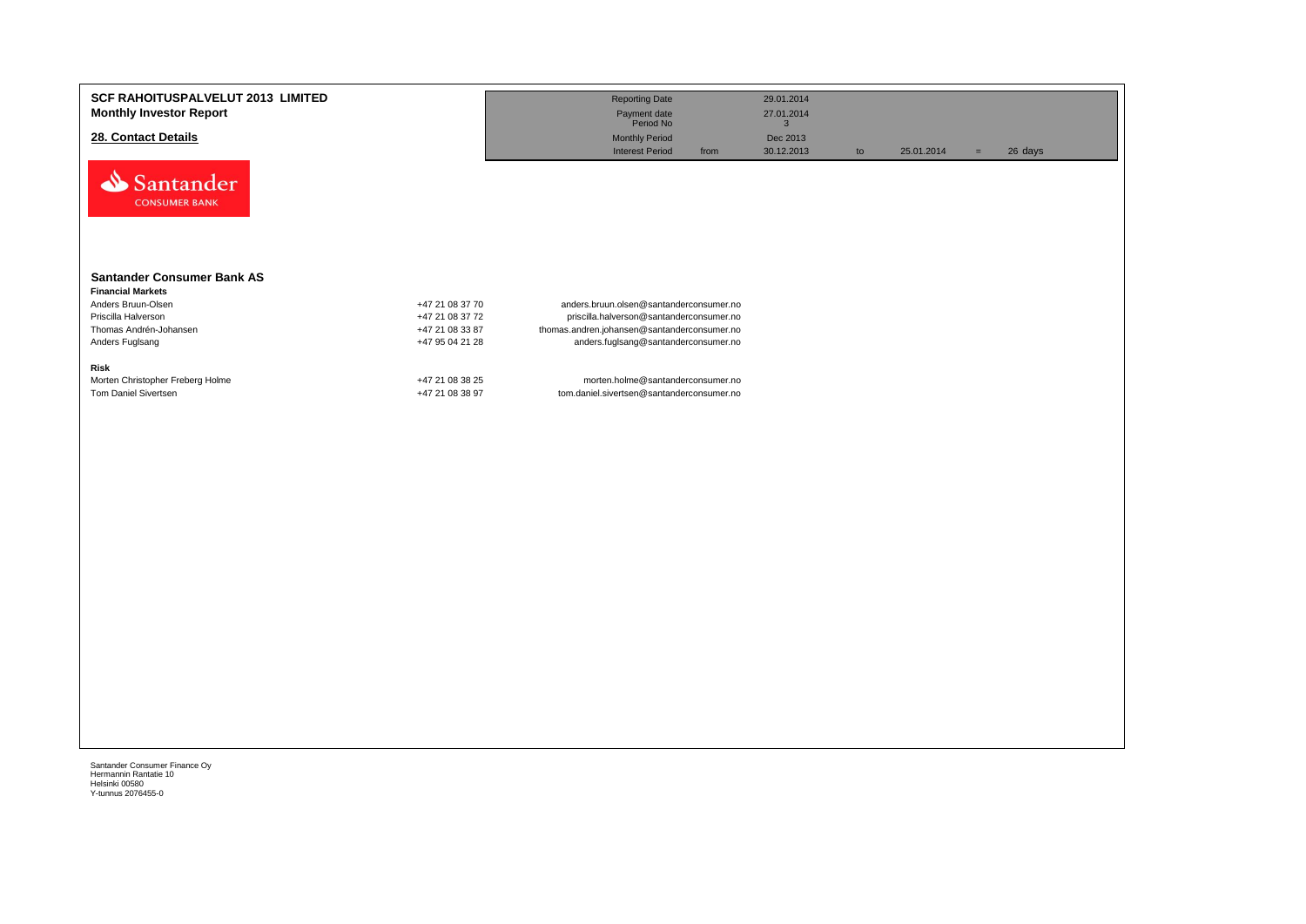**SCF RAHOITUSPALVELUT 2013 LIMITED**
**Monthly Investor Report**

## 28. Contact Details

| | | | | | | |
|---|---|---|---|---|---|---|
| Reporting Date | | 29.01.2014 | | | | |
| Payment date | | 27.01.2014 | | | | |
| Period No | | 3 | | | | |
| Monthly Period | | Dec 2013 | | | | |
| Interest Period | from | 30.12.2013 | to | 25.01.2014 | = | 26 days |

Santander
CONSUMER BANK

### Santander Consumer Bank AS

**Financial Markets**

| | | |
|---|---|---|
| Anders Bruun-Olsen | +47 21 08 37 70 | anders.bruun.olsen@santanderconsumer.no |
| Priscilla Halverson | +47 21 08 37 72 | priscilla.halverson@santanderconsumer.no |
| Thomas Andrén-Johansen | +47 21 08 33 87 | thomas.andren.johansen@santanderconsumer.no |
| Anders Fuglsang | +47 95 04 21 28 | anders.fuglsang@santanderconsumer.no |

**Risk**

| | | |
|---|---|---|
| Morten Christopher Freberg Holme | +47 21 08 38 25 | morten.holme@santanderconsumer.no |
| Tom Daniel Sivertsen | +47 21 08 38 97 | tom.daniel.sivertsen@santanderconsumer.no |

Santander Consumer Finance Oy
Hermannin Rantatie 10
Helsinki 00580
Y-tunnus 2076455-0